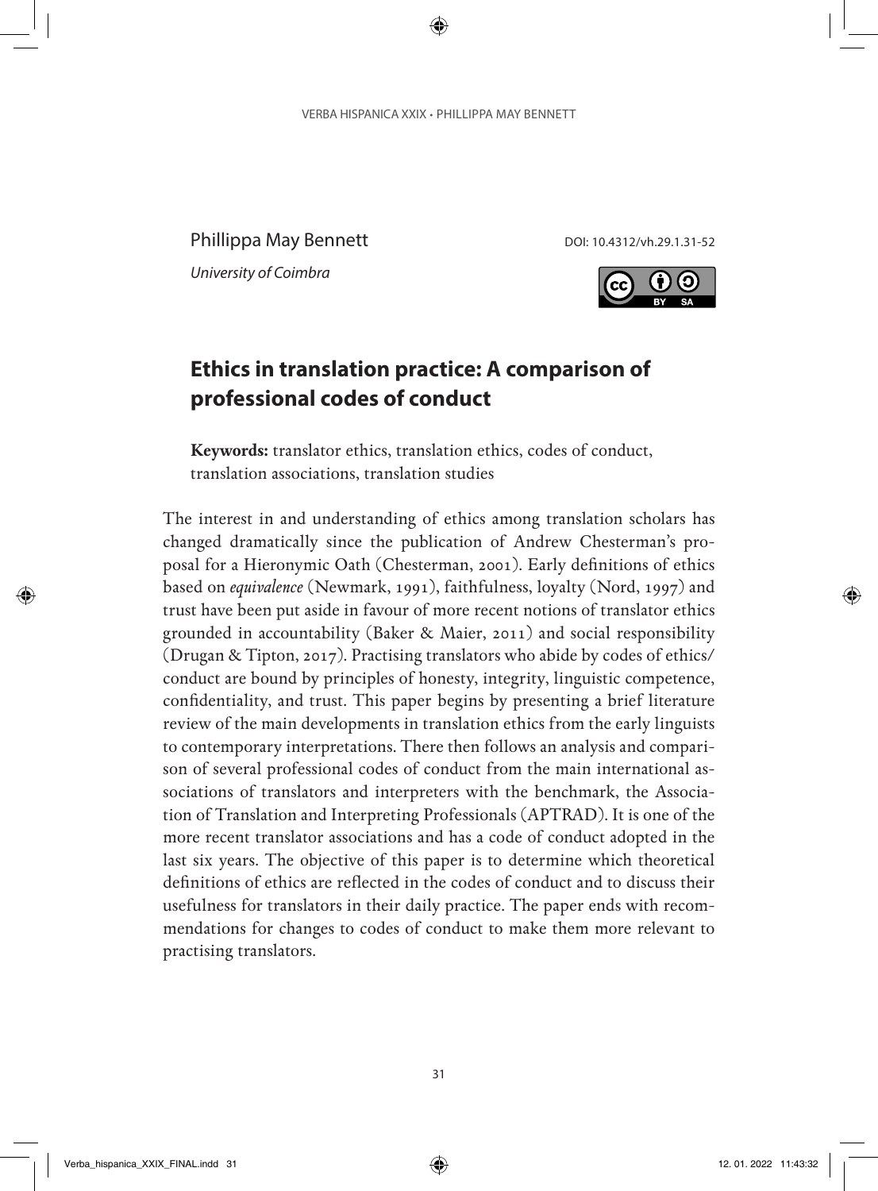Phillippa May Bennett

*University of Coimbra*

DOI: 10.4312/vh.29.1.31-52

# Ethics in translation practice: A comparison of professional codes of conduct

**Keywords:** translator ethics, translation ethics, codes of conduct, translation associations, translation studies

The interest in and understanding of ethics among translation scholars has changed dramatically since the publication of Andrew Chesterman's proposal for a Hieronymic Oath (Chesterman, 2001). Early definitions of ethics based on *equivalence* (Newmark, 1991), faithfulness, loyalty (Nord, 1997) and trust have been put aside in favour of more recent notions of translator ethics grounded in accountability (Baker & Maier, 2011) and social responsibility (Drugan & Tipton, 2017). Practising translators who abide by codes of ethics/conduct are bound by principles of honesty, integrity, linguistic competence, confidentiality, and trust. This paper begins by presenting a brief literature review of the main developments in translation ethics from the early linguists to contemporary interpretations. There then follows an analysis and comparison of several professional codes of conduct from the main international associations of translators and interpreters with the benchmark, the Association of Translation and Interpreting Professionals (APTRAD). It is one of the more recent translator associations and has a code of conduct adopted in the last six years. The objective of this paper is to determine which theoretical definitions of ethics are reflected in the codes of conduct and to discuss their usefulness for translators in their daily practice. The paper ends with recommendations for changes to codes of conduct to make them more relevant to practising translators.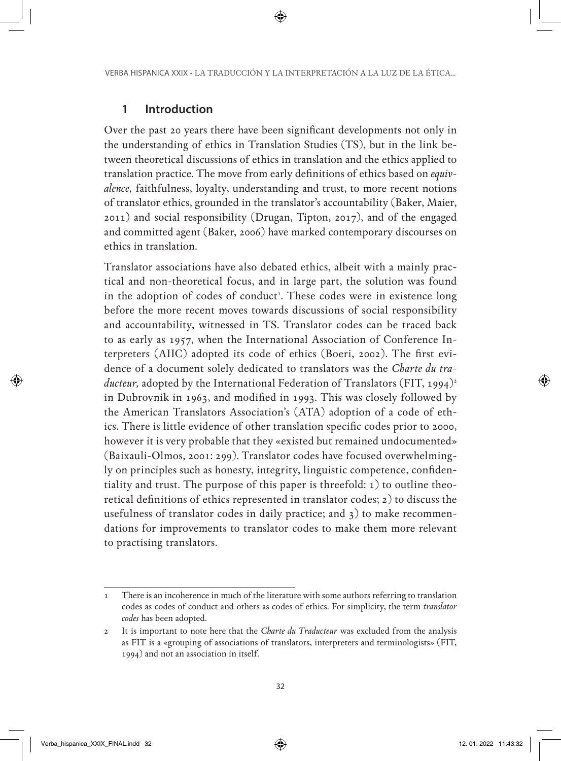## 1 Introduction

Over the past 20 years there have been significant developments not only in the understanding of ethics in Translation Studies (TS), but in the link between theoretical discussions of ethics in translation and the ethics applied to translation practice. The move from early definitions of ethics based on *equivalence,* faithfulness, loyalty, understanding and trust, to more recent notions of translator ethics, grounded in the translator's accountability (Baker, Maier, 2011) and social responsibility (Drugan, Tipton, 2017), and of the engaged and committed agent (Baker, 2006) have marked contemporary discourses on ethics in translation.

Translator associations have also debated ethics, albeit with a mainly practical and non-theoretical focus, and in large part, the solution was found in the adoption of codes of conduct[1]. These codes were in existence long before the more recent moves towards discussions of social responsibility and accountability, witnessed in TS. Translator codes can be traced back to as early as 1957, when the International Association of Conference Interpreters (AIIC) adopted its code of ethics (Boeri, 2002). The first evidence of a document solely dedicated to translators was the *Charte du traducteur,* adopted by the International Federation of Translators (FIT, 1994)[2] in Dubrovnik in 1963, and modified in 1993. This was closely followed by the American Translators Association's (ATA) adoption of a code of ethics. There is little evidence of other translation specific codes prior to 2000, however it is very probable that they «existed but remained undocumented» (Baixauli-Olmos, 2001: 299). Translator codes have focused overwhelmingly on principles such as honesty, integrity, linguistic competence, confidentiality and trust. The purpose of this paper is threefold: 1) to outline theoretical definitions of ethics represented in translator codes; 2) to discuss the usefulness of translator codes in daily practice; and 3) to make recommendations for improvements to translator codes to make them more relevant to practising translators.

---

1 There is an incoherence in much of the literature with some authors referring to translation codes as codes of conduct and others as codes of ethics. For simplicity, the term *translator codes* has been adopted.

2 It is important to note here that the *Charte du Traducteur* was excluded from the analysis as FIT is a «grouping of associations of translators, interpreters and terminologists» (FIT, 1994) and not an association in itself.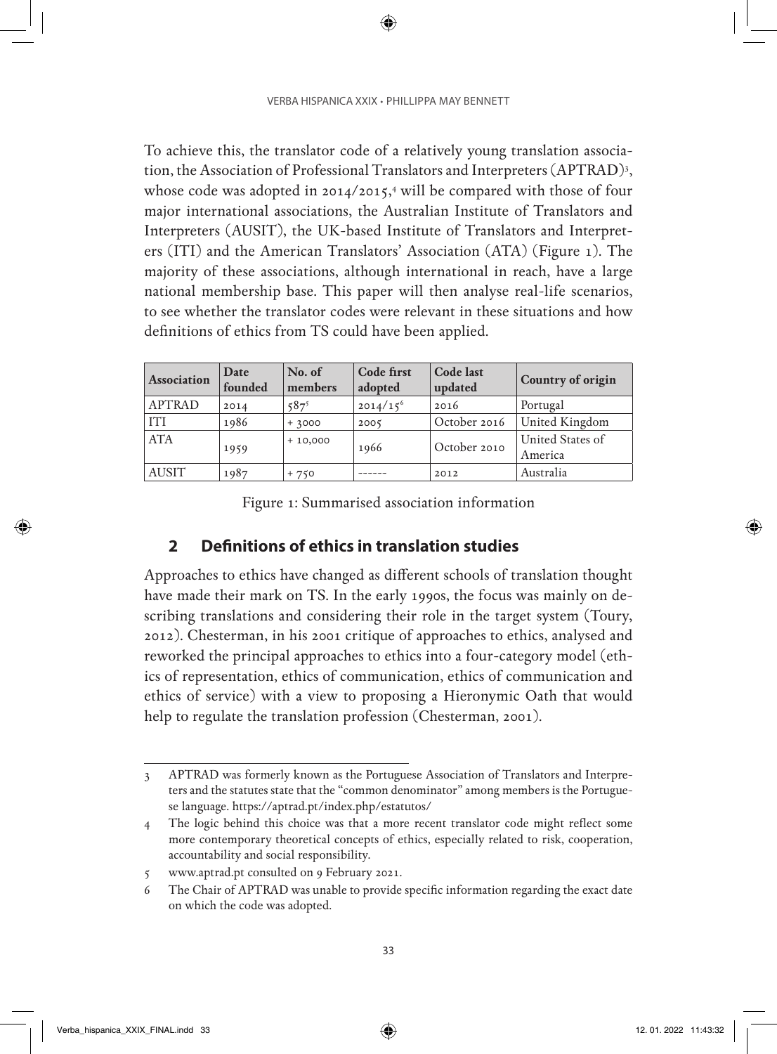To achieve this, the translator code of a relatively young translation association, the Association of Professional Translators and Interpreters (APTRAD)[3], whose code was adopted in 2014/2015,[4] will be compared with those of four major international associations, the Australian Institute of Translators and Interpreters (AUSIT), the UK-based Institute of Translators and Interpreters (ITI) and the American Translators' Association (ATA) (Figure 1). The majority of these associations, although international in reach, have a large national membership base. This paper will then analyse real-life scenarios, to see whether the translator codes were relevant in these situations and how definitions of ethics from TS could have been applied.

| Association | Date founded | No. of members | Code first adopted | Code last updated | Country of origin |
|---|---|---|---|---|---|
| APTRAD | 2014 | 587[5] | 2014/15[6] | 2016 | Portugal |
| ITI | 1986 | + 3000 | 2005 | October 2016 | United Kingdom |
| ATA | 1959 | + 10,000 | 1966 | October 2010 | United States of America |
| AUSIT | 1987 | + 750 | ------ | 2012 | Australia |

Figure 1: Summarised association information

## 2 Definitions of ethics in translation studies

Approaches to ethics have changed as different schools of translation thought have made their mark on TS. In the early 1990s, the focus was mainly on describing translations and considering their role in the target system (Toury, 2012). Chesterman, in his 2001 critique of approaches to ethics, analysed and reworked the principal approaches to ethics into a four-category model (ethics of representation, ethics of communication, ethics of communication and ethics of service) with a view to proposing a Hieronymic Oath that would help to regulate the translation profession (Chesterman, 2001).

---

3 APTRAD was formerly known as the Portuguese Association of Translators and Interpreters and the statutes state that the "common denominator" among members is the Portuguese language. https://aptrad.pt/index.php/estatutos/

4 The logic behind this choice was that a more recent translator code might reflect some more contemporary theoretical concepts of ethics, especially related to risk, cooperation, accountability and social responsibility.

5 www.aptrad.pt consulted on 9 February 2021.

6 The Chair of APTRAD was unable to provide specific information regarding the exact date on which the code was adopted.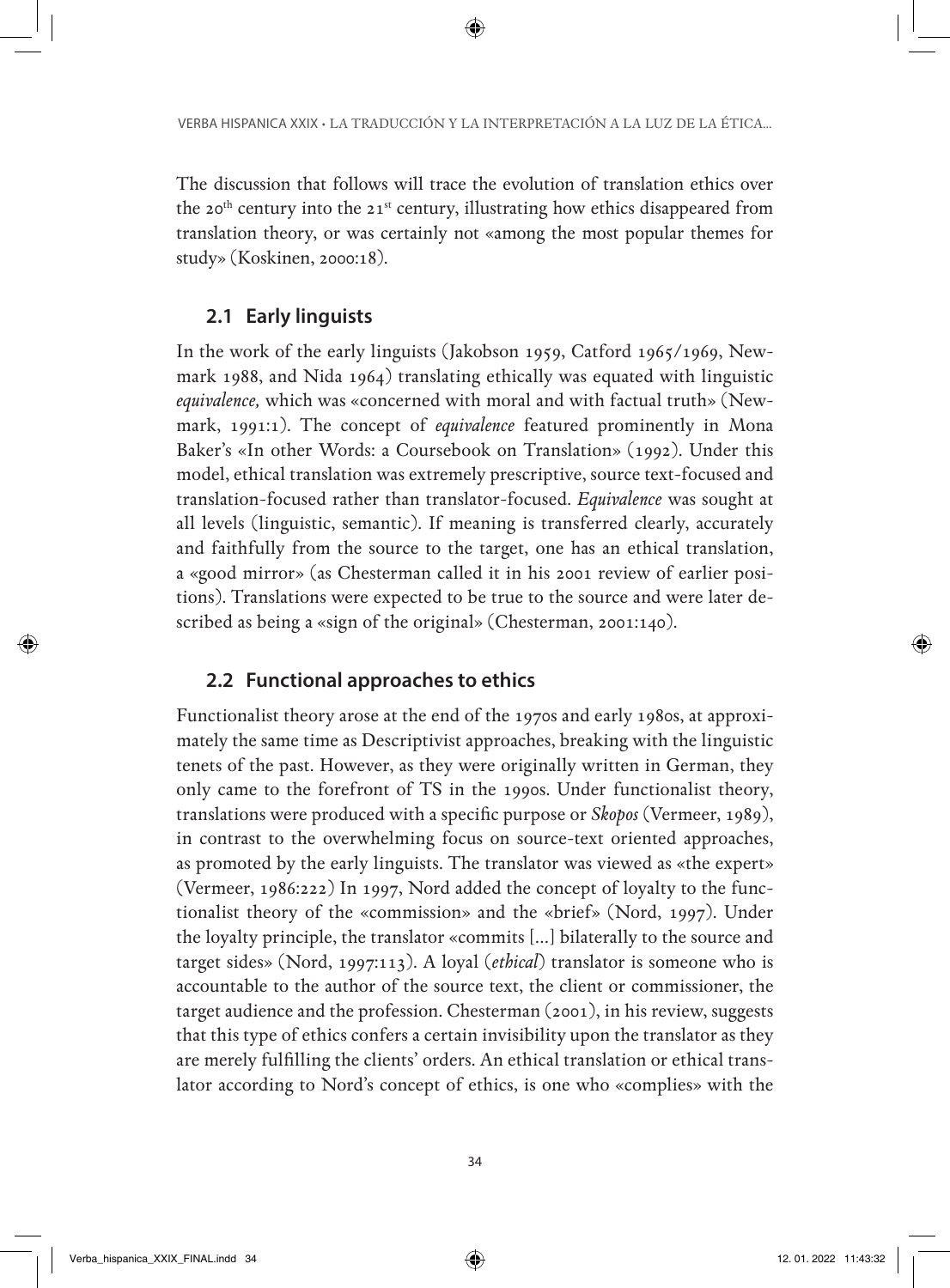The discussion that follows will trace the evolution of translation ethics over the 20th century into the 21st century, illustrating how ethics disappeared from translation theory, or was certainly not «among the most popular themes for study» (Koskinen, 2000:18).

## 2.1 Early linguists

In the work of the early linguists (Jakobson 1959, Catford 1965/1969, Newmark 1988, and Nida 1964) translating ethically was equated with linguistic *equivalence,* which was «concerned with moral and with factual truth» (Newmark, 1991:1). The concept of *equivalence* featured prominently in Mona Baker's «In other Words: a Coursebook on Translation» (1992). Under this model, ethical translation was extremely prescriptive, source text-focused and translation-focused rather than translator-focused. *Equivalence* was sought at all levels (linguistic, semantic). If meaning is transferred clearly, accurately and faithfully from the source to the target, one has an ethical translation, a «good mirror» (as Chesterman called it in his 2001 review of earlier positions). Translations were expected to be true to the source and were later described as being a «sign of the original» (Chesterman, 2001:140).

## 2.2 Functional approaches to ethics

Functionalist theory arose at the end of the 1970s and early 1980s, at approximately the same time as Descriptivist approaches, breaking with the linguistic tenets of the past. However, as they were originally written in German, they only came to the forefront of TS in the 1990s. Under functionalist theory, translations were produced with a specific purpose or *Skopos* (Vermeer, 1989), in contrast to the overwhelming focus on source-text oriented approaches, as promoted by the early linguists. The translator was viewed as «the expert» (Vermeer, 1986:222) In 1997, Nord added the concept of loyalty to the functionalist theory of the «commission» and the «brief» (Nord, 1997). Under the loyalty principle, the translator «commits [...] bilaterally to the source and target sides» (Nord, 1997:113). A loyal (*ethical*) translator is someone who is accountable to the author of the source text, the client or commissioner, the target audience and the profession. Chesterman (2001), in his review, suggests that this type of ethics confers a certain invisibility upon the translator as they are merely fulfilling the clients' orders. An ethical translation or ethical translator according to Nord's concept of ethics, is one who «complies» with the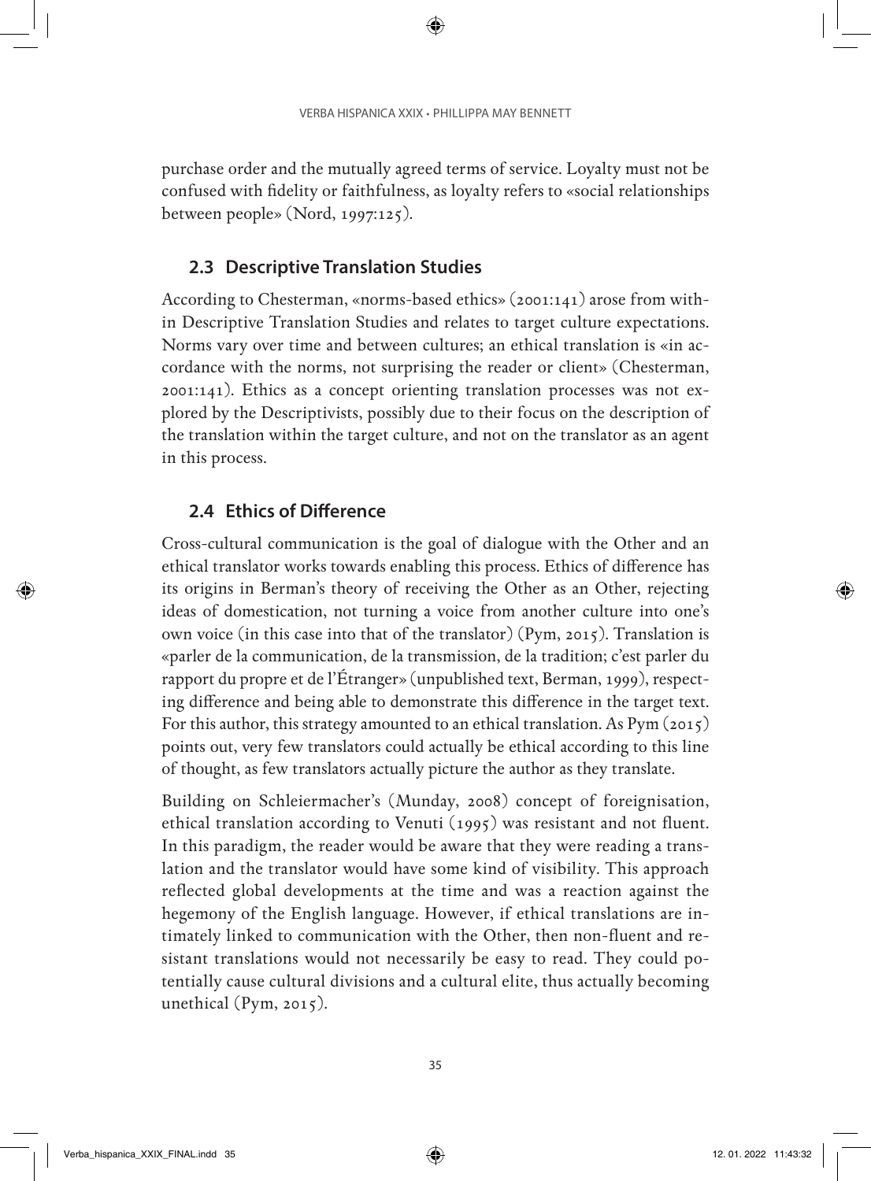purchase order and the mutually agreed terms of service. Loyalty must not be confused with fidelity or faithfulness, as loyalty refers to «social relationships between people» (Nord, 1997:125).

### 2.3 Descriptive Translation Studies

According to Chesterman, «norms-based ethics» (2001:141) arose from within Descriptive Translation Studies and relates to target culture expectations. Norms vary over time and between cultures; an ethical translation is «in accordance with the norms, not surprising the reader or client» (Chesterman, 2001:141). Ethics as a concept orienting translation processes was not explored by the Descriptivists, possibly due to their focus on the description of the translation within the target culture, and not on the translator as an agent in this process.

### 2.4 Ethics of Difference

Cross-cultural communication is the goal of dialogue with the Other and an ethical translator works towards enabling this process. Ethics of difference has its origins in Berman's theory of receiving the Other as an Other, rejecting ideas of domestication, not turning a voice from another culture into one's own voice (in this case into that of the translator) (Pym, 2015). Translation is «parler de la communication, de la transmission, de la tradition; c'est parler du rapport du propre et de l'Étranger» (unpublished text, Berman, 1999), respecting difference and being able to demonstrate this difference in the target text. For this author, this strategy amounted to an ethical translation. As Pym (2015) points out, very few translators could actually be ethical according to this line of thought, as few translators actually picture the author as they translate.

Building on Schleiermacher's (Munday, 2008) concept of foreignisation, ethical translation according to Venuti (1995) was resistant and not fluent. In this paradigm, the reader would be aware that they were reading a translation and the translator would have some kind of visibility. This approach reflected global developments at the time and was a reaction against the hegemony of the English language. However, if ethical translations are intimately linked to communication with the Other, then non-fluent and resistant translations would not necessarily be easy to read. They could potentially cause cultural divisions and a cultural elite, thus actually becoming unethical (Pym, 2015).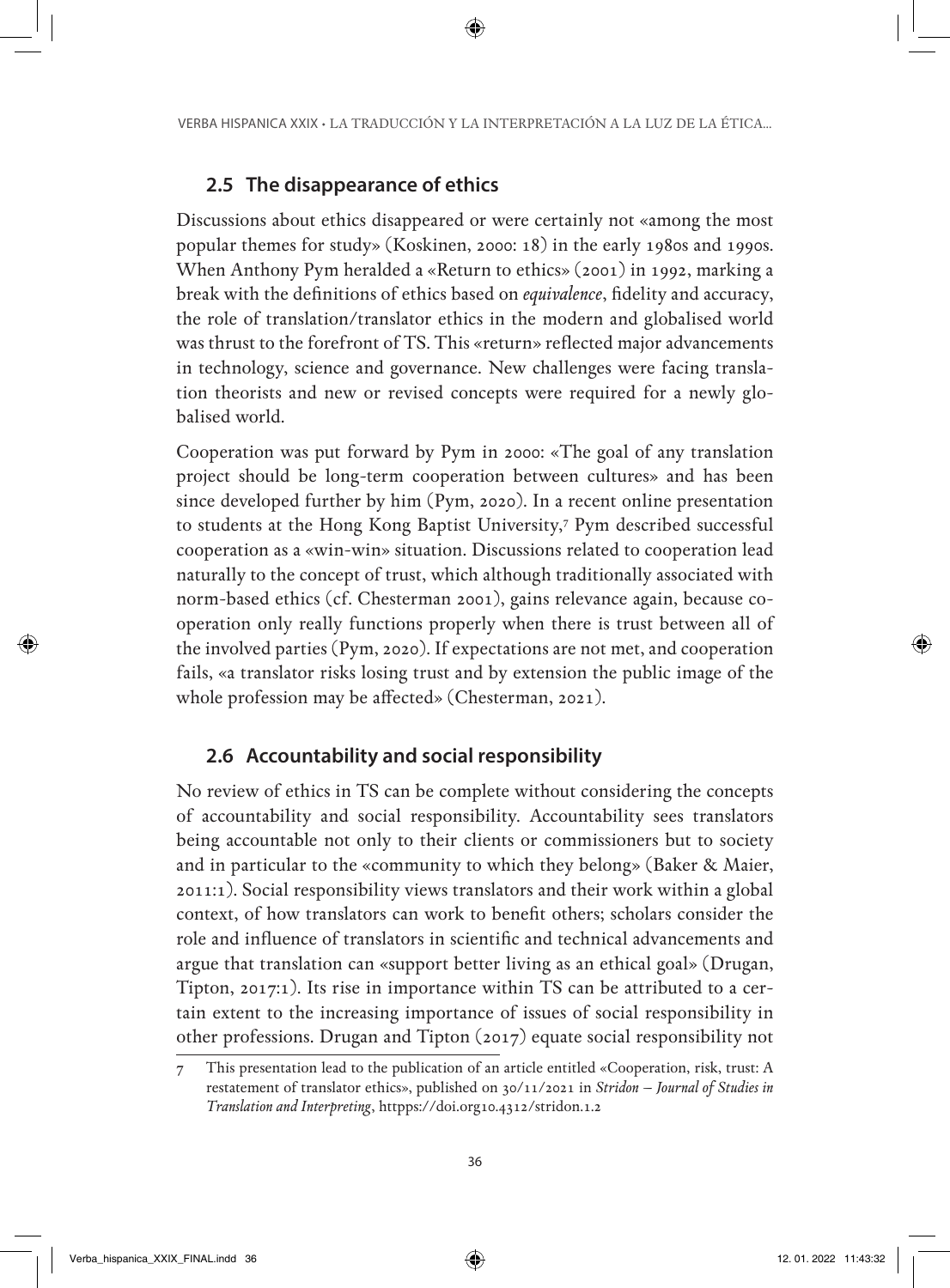## 2.5 The disappearance of ethics

Discussions about ethics disappeared or were certainly not «among the most popular themes for study» (Koskinen, 2000: 18) in the early 1980s and 1990s. When Anthony Pym heralded a «Return to ethics» (2001) in 1992, marking a break with the definitions of ethics based on *equivalence*, fidelity and accuracy, the role of translation/translator ethics in the modern and globalised world was thrust to the forefront of TS. This «return» reflected major advancements in technology, science and governance. New challenges were facing translation theorists and new or revised concepts were required for a newly globalised world.

Cooperation was put forward by Pym in 2000: «The goal of any translation project should be long-term cooperation between cultures» and has been since developed further by him (Pym, 2020). In a recent online presentation to students at the Hong Kong Baptist University,[7] Pym described successful cooperation as a «win-win» situation. Discussions related to cooperation lead naturally to the concept of trust, which although traditionally associated with norm-based ethics (cf. Chesterman 2001), gains relevance again, because cooperation only really functions properly when there is trust between all of the involved parties (Pym, 2020). If expectations are not met, and cooperation fails, «a translator risks losing trust and by extension the public image of the whole profession may be affected» (Chesterman, 2021).

## 2.6 Accountability and social responsibility

No review of ethics in TS can be complete without considering the concepts of accountability and social responsibility. Accountability sees translators being accountable not only to their clients or commissioners but to society and in particular to the «community to which they belong» (Baker & Maier, 2011:1). Social responsibility views translators and their work within a global context, of how translators can work to benefit others; scholars consider the role and influence of translators in scientific and technical advancements and argue that translation can «support better living as an ethical goal» (Drugan, Tipton, 2017:1). Its rise in importance within TS can be attributed to a certain extent to the increasing importance of issues of social responsibility in other professions. Drugan and Tipton (2017) equate social responsibility not

---

7 This presentation lead to the publication of an article entitled «Cooperation, risk, trust: A restatement of translator ethics», published on 30/11/2021 in *Stridon – Journal of Studies in Translation and Interpreting*, httpps://doi.org10.4312/stridon.1.2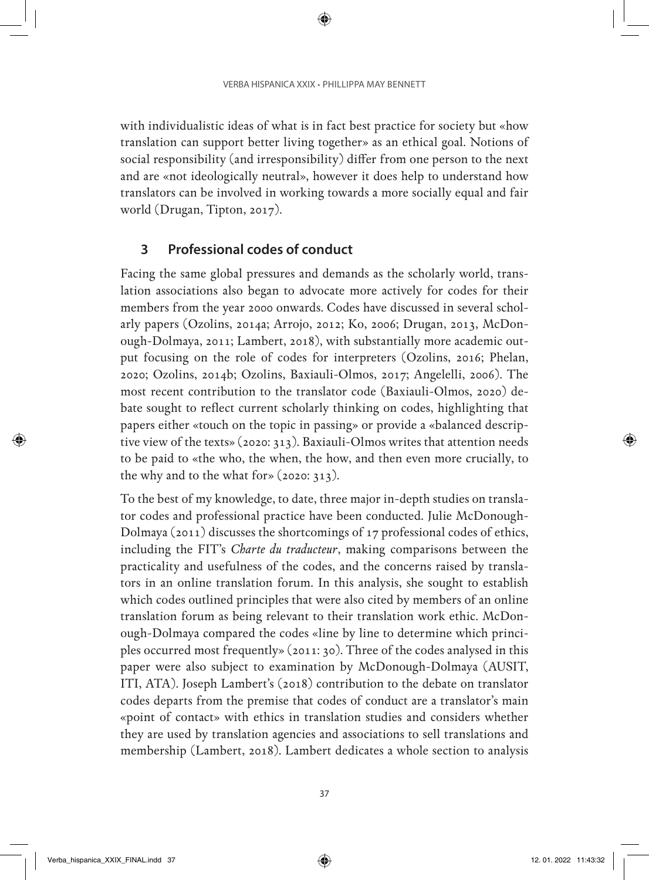with individualistic ideas of what is in fact best practice for society but «how translation can support better living together» as an ethical goal. Notions of social responsibility (and irresponsibility) differ from one person to the next and are «not ideologically neutral», however it does help to understand how translators can be involved in working towards a more socially equal and fair world (Drugan, Tipton, 2017).

## 3 Professional codes of conduct

Facing the same global pressures and demands as the scholarly world, translation associations also began to advocate more actively for codes for their members from the year 2000 onwards. Codes have discussed in several scholarly papers (Ozolins, 2014a; Arrojo, 2012; Ko, 2006; Drugan, 2013, McDonough-Dolmaya, 2011; Lambert, 2018), with substantially more academic output focusing on the role of codes for interpreters (Ozolins, 2016; Phelan, 2020; Ozolins, 2014b; Ozolins, Baxiauli-Olmos, 2017; Angelelli, 2006). The most recent contribution to the translator code (Baxiauli-Olmos, 2020) debate sought to reflect current scholarly thinking on codes, highlighting that papers either «touch on the topic in passing» or provide a «balanced descriptive view of the texts» (2020: 313). Baxiauli-Olmos writes that attention needs to be paid to «the who, the when, the how, and then even more crucially, to the why and to the what for» (2020: 313).

To the best of my knowledge, to date, three major in-depth studies on translator codes and professional practice have been conducted. Julie McDonough-Dolmaya (2011) discusses the shortcomings of 17 professional codes of ethics, including the FIT's *Charte du traducteur*, making comparisons between the practicality and usefulness of the codes, and the concerns raised by translators in an online translation forum. In this analysis, she sought to establish which codes outlined principles that were also cited by members of an online translation forum as being relevant to their translation work ethic. McDonough-Dolmaya compared the codes «line by line to determine which principles occurred most frequently» (2011: 30). Three of the codes analysed in this paper were also subject to examination by McDonough-Dolmaya (AUSIT, ITI, ATA). Joseph Lambert's (2018) contribution to the debate on translator codes departs from the premise that codes of conduct are a translator's main «point of contact» with ethics in translation studies and considers whether they are used by translation agencies and associations to sell translations and membership (Lambert, 2018). Lambert dedicates a whole section to analysis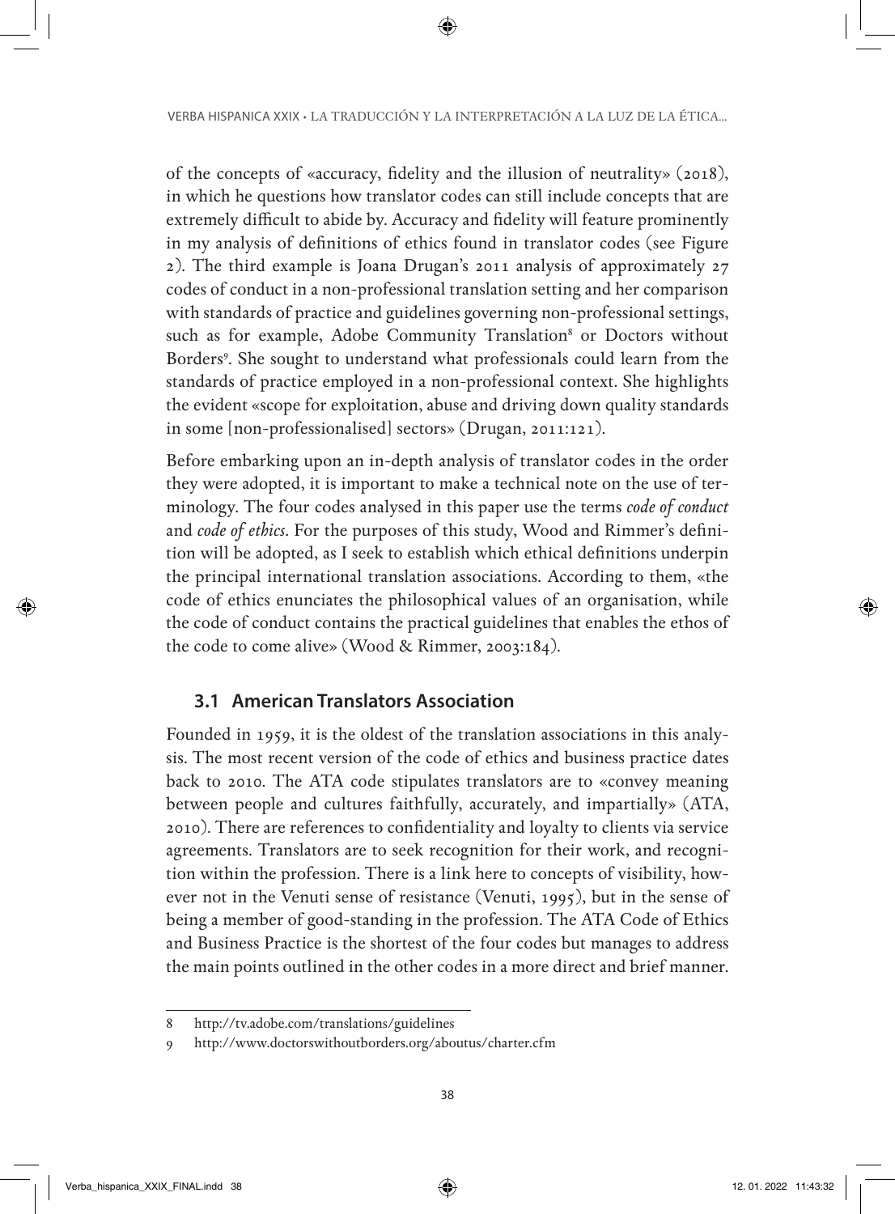of the concepts of «accuracy, fidelity and the illusion of neutrality» (2018), in which he questions how translator codes can still include concepts that are extremely difficult to abide by. Accuracy and fidelity will feature prominently in my analysis of definitions of ethics found in translator codes (see Figure 2). The third example is Joana Drugan's 2011 analysis of approximately 27 codes of conduct in a non-professional translation setting and her comparison with standards of practice and guidelines governing non-professional settings, such as for example, Adobe Community Translation[8] or Doctors without Borders[9]. She sought to understand what professionals could learn from the standards of practice employed in a non-professional context. She highlights the evident «scope for exploitation, abuse and driving down quality standards in some [non-professionalised] sectors» (Drugan, 2011:121).

Before embarking upon an in-depth analysis of translator codes in the order they were adopted, it is important to make a technical note on the use of terminology. The four codes analysed in this paper use the terms *code of conduct* and *code of ethics*. For the purposes of this study, Wood and Rimmer's definition will be adopted, as I seek to establish which ethical definitions underpin the principal international translation associations. According to them, «the code of ethics enunciates the philosophical values of an organisation, while the code of conduct contains the practical guidelines that enables the ethos of the code to come alive» (Wood & Rimmer, 2003:184).

### 3.1 American Translators Association

Founded in 1959, it is the oldest of the translation associations in this analysis. The most recent version of the code of ethics and business practice dates back to 2010. The ATA code stipulates translators are to «convey meaning between people and cultures faithfully, accurately, and impartially» (ATA, 2010). There are references to confidentiality and loyalty to clients via service agreements. Translators are to seek recognition for their work, and recognition within the profession. There is a link here to concepts of visibility, however not in the Venuti sense of resistance (Venuti, 1995), but in the sense of being a member of good-standing in the profession. The ATA Code of Ethics and Business Practice is the shortest of the four codes but manages to address the main points outlined in the other codes in a more direct and brief manner.

---

8 http://tv.adobe.com/translations/guidelines

9 http://www.doctorswithoutborders.org/aboutus/charter.cfm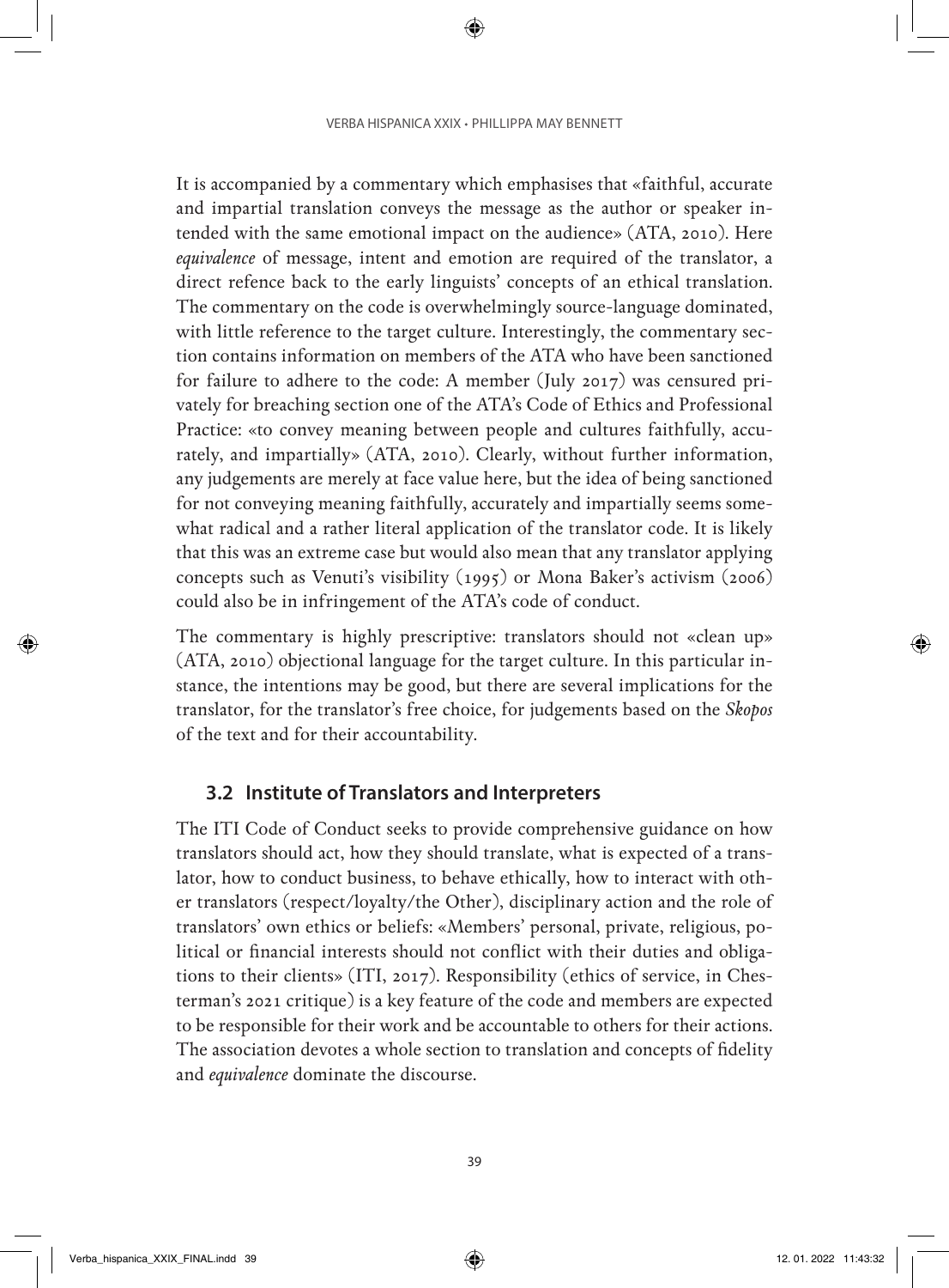It is accompanied by a commentary which emphasises that «faithful, accurate and impartial translation conveys the message as the author or speaker intended with the same emotional impact on the audience» (ATA, 2010). Here *equivalence* of message, intent and emotion are required of the translator, a direct refence back to the early linguists' concepts of an ethical translation. The commentary on the code is overwhelmingly source-language dominated, with little reference to the target culture. Interestingly, the commentary section contains information on members of the ATA who have been sanctioned for failure to adhere to the code: A member (July 2017) was censured privately for breaching section one of the ATA's Code of Ethics and Professional Practice: «to convey meaning between people and cultures faithfully, accurately, and impartially» (ATA, 2010). Clearly, without further information, any judgements are merely at face value here, but the idea of being sanctioned for not conveying meaning faithfully, accurately and impartially seems somewhat radical and a rather literal application of the translator code. It is likely that this was an extreme case but would also mean that any translator applying concepts such as Venuti's visibility (1995) or Mona Baker's activism (2006) could also be in infringement of the ATA's code of conduct.

The commentary is highly prescriptive: translators should not «clean up» (ATA, 2010) objectional language for the target culture. In this particular instance, the intentions may be good, but there are several implications for the translator, for the translator's free choice, for judgements based on the *Skopos* of the text and for their accountability.

### 3.2 Institute of Translators and Interpreters

The ITI Code of Conduct seeks to provide comprehensive guidance on how translators should act, how they should translate, what is expected of a translator, how to conduct business, to behave ethically, how to interact with other translators (respect/loyalty/the Other), disciplinary action and the role of translators' own ethics or beliefs: «Members' personal, private, religious, political or financial interests should not conflict with their duties and obligations to their clients» (ITI, 2017). Responsibility (ethics of service, in Chesterman's 2021 critique) is a key feature of the code and members are expected to be responsible for their work and be accountable to others for their actions. The association devotes a whole section to translation and concepts of fidelity and *equivalence* dominate the discourse.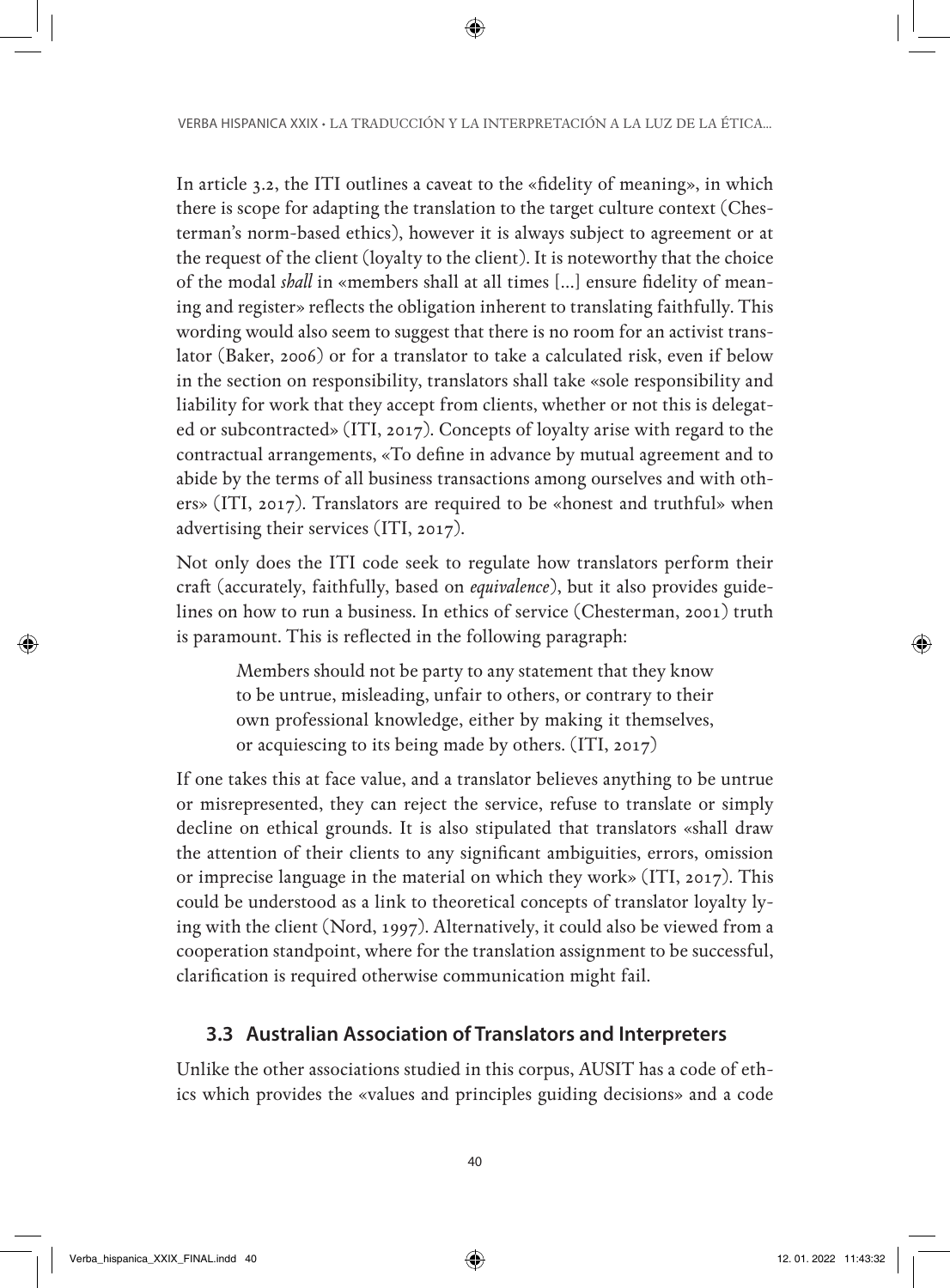In article 3.2, the ITI outlines a caveat to the «fidelity of meaning», in which there is scope for adapting the translation to the target culture context (Chesterman's norm-based ethics), however it is always subject to agreement or at the request of the client (loyalty to the client). It is noteworthy that the choice of the modal *shall* in «members shall at all times [...] ensure fidelity of meaning and register» reflects the obligation inherent to translating faithfully. This wording would also seem to suggest that there is no room for an activist translator (Baker, 2006) or for a translator to take a calculated risk, even if below in the section on responsibility, translators shall take «sole responsibility and liability for work that they accept from clients, whether or not this is delegated or subcontracted» (ITI, 2017). Concepts of loyalty arise with regard to the contractual arrangements, «To define in advance by mutual agreement and to abide by the terms of all business transactions among ourselves and with others» (ITI, 2017). Translators are required to be «honest and truthful» when advertising their services (ITI, 2017).

Not only does the ITI code seek to regulate how translators perform their craft (accurately, faithfully, based on *equivalence*), but it also provides guidelines on how to run a business. In ethics of service (Chesterman, 2001) truth is paramount. This is reflected in the following paragraph:

> Members should not be party to any statement that they know to be untrue, misleading, unfair to others, or contrary to their own professional knowledge, either by making it themselves, or acquiescing to its being made by others. (ITI, 2017)

If one takes this at face value, and a translator believes anything to be untrue or misrepresented, they can reject the service, refuse to translate or simply decline on ethical grounds. It is also stipulated that translators «shall draw the attention of their clients to any significant ambiguities, errors, omission or imprecise language in the material on which they work» (ITI, 2017). This could be understood as a link to theoretical concepts of translator loyalty lying with the client (Nord, 1997). Alternatively, it could also be viewed from a cooperation standpoint, where for the translation assignment to be successful, clarification is required otherwise communication might fail.

### 3.3 Australian Association of Translators and Interpreters

Unlike the other associations studied in this corpus, AUSIT has a code of ethics which provides the «values and principles guiding decisions» and a code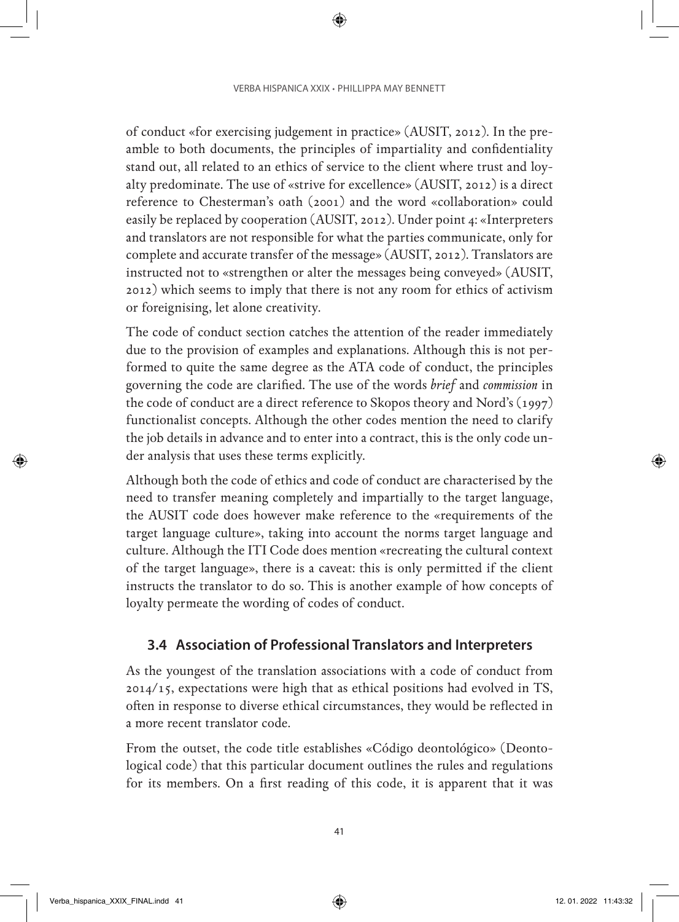of conduct «for exercising judgement in practice» (AUSIT, 2012). In the preamble to both documents, the principles of impartiality and confidentiality stand out, all related to an ethics of service to the client where trust and loyalty predominate. The use of «strive for excellence» (AUSIT, 2012) is a direct reference to Chesterman's oath (2001) and the word «collaboration» could easily be replaced by cooperation (AUSIT, 2012). Under point 4: «Interpreters and translators are not responsible for what the parties communicate, only for complete and accurate transfer of the message» (AUSIT, 2012). Translators are instructed not to «strengthen or alter the messages being conveyed» (AUSIT, 2012) which seems to imply that there is not any room for ethics of activism or foreignising, let alone creativity.

The code of conduct section catches the attention of the reader immediately due to the provision of examples and explanations. Although this is not performed to quite the same degree as the ATA code of conduct, the principles governing the code are clarified. The use of the words *brief* and *commission* in the code of conduct are a direct reference to Skopos theory and Nord's (1997) functionalist concepts. Although the other codes mention the need to clarify the job details in advance and to enter into a contract, this is the only code under analysis that uses these terms explicitly.

Although both the code of ethics and code of conduct are characterised by the need to transfer meaning completely and impartially to the target language, the AUSIT code does however make reference to the «requirements of the target language culture», taking into account the norms target language and culture. Although the ITI Code does mention «recreating the cultural context of the target language», there is a caveat: this is only permitted if the client instructs the translator to do so. This is another example of how concepts of loyalty permeate the wording of codes of conduct.

### 3.4 Association of Professional Translators and Interpreters

As the youngest of the translation associations with a code of conduct from 2014/15, expectations were high that as ethical positions had evolved in TS, often in response to diverse ethical circumstances, they would be reflected in a more recent translator code.

From the outset, the code title establishes «Código deontológico» (Deontological code) that this particular document outlines the rules and regulations for its members. On a first reading of this code, it is apparent that it was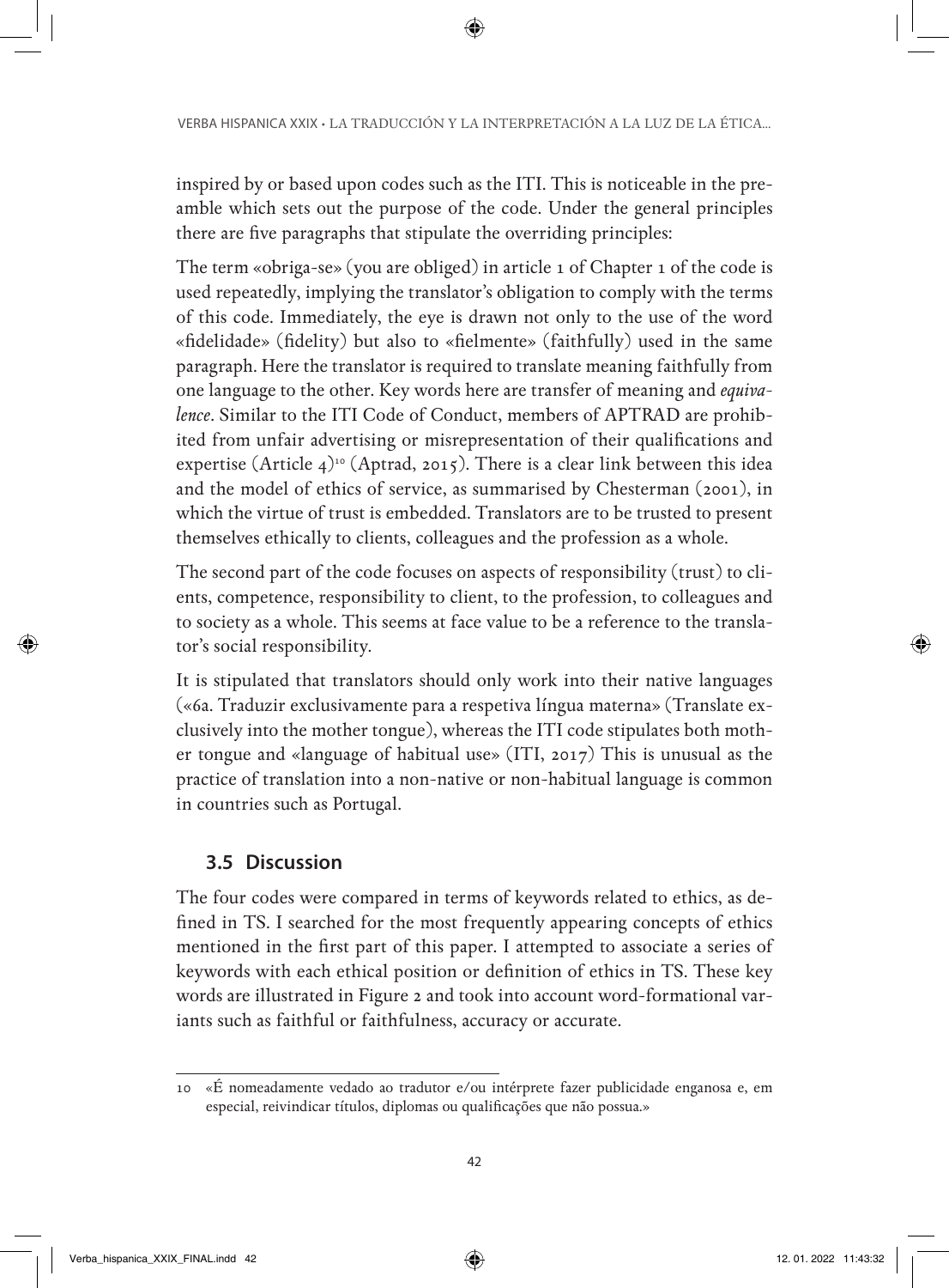inspired by or based upon codes such as the ITI. This is noticeable in the preamble which sets out the purpose of the code. Under the general principles there are five paragraphs that stipulate the overriding principles:

The term «obriga-se» (you are obliged) in article 1 of Chapter 1 of the code is used repeatedly, implying the translator's obligation to comply with the terms of this code. Immediately, the eye is drawn not only to the use of the word «fidelidade» (fidelity) but also to «fielmente» (faithfully) used in the same paragraph. Here the translator is required to translate meaning faithfully from one language to the other. Key words here are transfer of meaning and *equivalence*. Similar to the ITI Code of Conduct, members of APTRAD are prohibited from unfair advertising or misrepresentation of their qualifications and expertise (Article 4)[10] (Aptrad, 2015). There is a clear link between this idea and the model of ethics of service, as summarised by Chesterman (2001), in which the virtue of trust is embedded. Translators are to be trusted to present themselves ethically to clients, colleagues and the profession as a whole.

The second part of the code focuses on aspects of responsibility (trust) to clients, competence, responsibility to client, to the profession, to colleagues and to society as a whole. This seems at face value to be a reference to the translator's social responsibility.

It is stipulated that translators should only work into their native languages («6a. Traduzir exclusivamente para a respetiva língua materna» (Translate exclusively into the mother tongue), whereas the ITI code stipulates both mother tongue and «language of habitual use» (ITI, 2017) This is unusual as the practice of translation into a non-native or non-habitual language is common in countries such as Portugal.

### 3.5 Discussion

The four codes were compared in terms of keywords related to ethics, as defined in TS. I searched for the most frequently appearing concepts of ethics mentioned in the first part of this paper. I attempted to associate a series of keywords with each ethical position or definition of ethics in TS. These key words are illustrated in Figure 2 and took into account word-formational variants such as faithful or faithfulness, accuracy or accurate.

---

10 «É nomeadamente vedado ao tradutor e/ou intérprete fazer publicidade enganosa e, em especial, reivindicar títulos, diplomas ou qualificações que não possua.»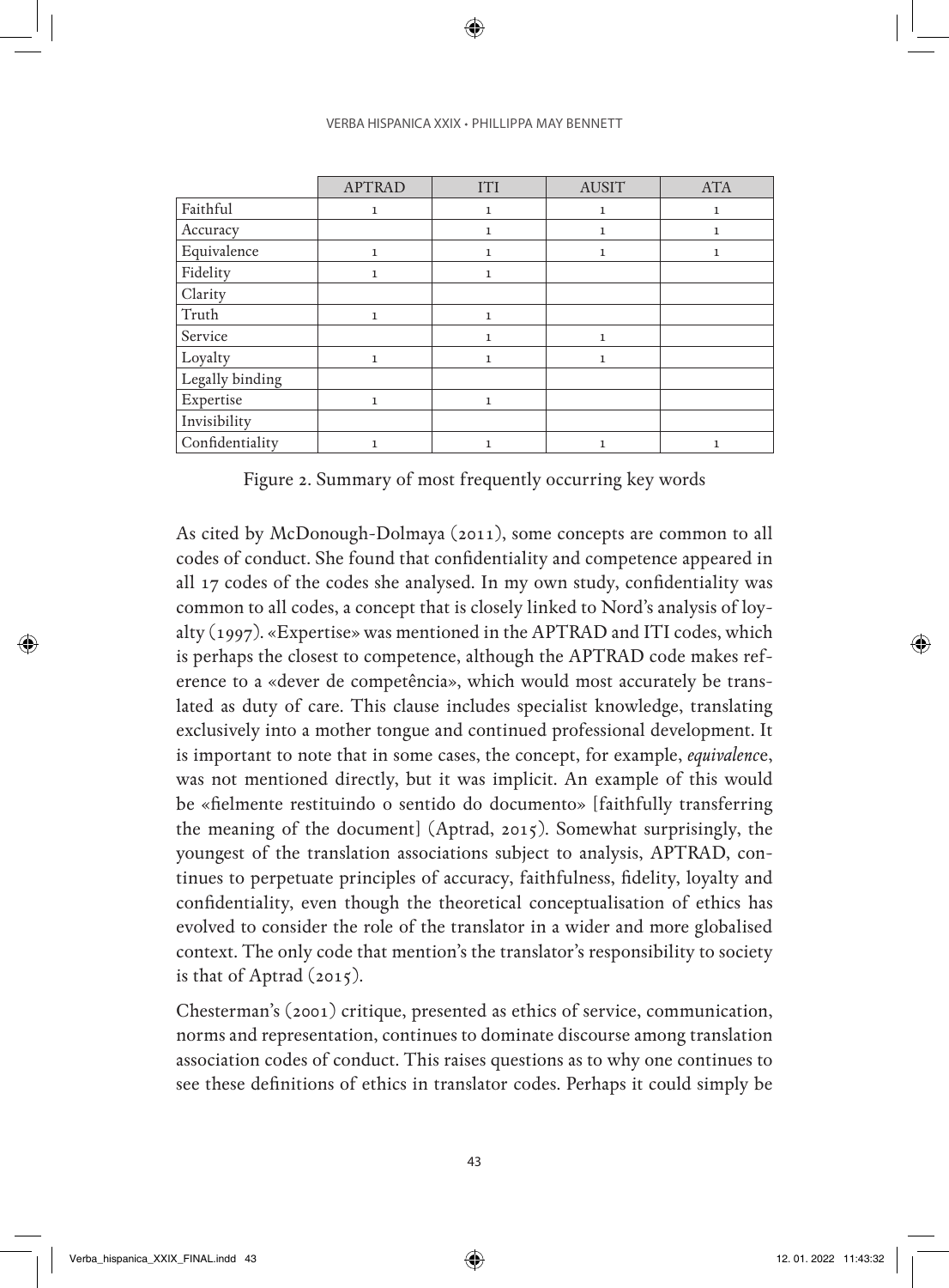| | APTRAD | ITI | AUSIT | ATA |
|---|---|---|---|---|
| Faithful | 1 | 1 | 1 | 1 |
| Accuracy | | 1 | 1 | 1 |
| Equivalence | 1 | 1 | 1 | 1 |
| Fidelity | 1 | 1 | | |
| Clarity | | | | |
| Truth | 1 | 1 | | |
| Service | | 1 | 1 | |
| Loyalty | 1 | 1 | 1 | |
| Legally binding | | | | |
| Expertise | 1 | 1 | | |
| Invisibility | | | | |
| Confidentiality | 1 | 1 | 1 | 1 |

Figure 2. Summary of most frequently occurring key words

As cited by McDonough-Dolmaya (2011), some concepts are common to all codes of conduct. She found that confidentiality and competence appeared in all 17 codes of the codes she analysed. In my own study, confidentiality was common to all codes, a concept that is closely linked to Nord's analysis of loyalty (1997). «Expertise» was mentioned in the APTRAD and ITI codes, which is perhaps the closest to competence, although the APTRAD code makes reference to a «dever de competência», which would most accurately be translated as duty of care. This clause includes specialist knowledge, translating exclusively into a mother tongue and continued professional development. It is important to note that in some cases, the concept, for example, *equivalence*, was not mentioned directly, but it was implicit. An example of this would be «fielmente restituindo o sentido do documento» [faithfully transferring the meaning of the document] (Aptrad, 2015). Somewhat surprisingly, the youngest of the translation associations subject to analysis, APTRAD, continues to perpetuate principles of accuracy, faithfulness, fidelity, loyalty and confidentiality, even though the theoretical conceptualisation of ethics has evolved to consider the role of the translator in a wider and more globalised context. The only code that mention's the translator's responsibility to society is that of Aptrad (2015).

Chesterman's (2001) critique, presented as ethics of service, communication, norms and representation, continues to dominate discourse among translation association codes of conduct. This raises questions as to why one continues to see these definitions of ethics in translator codes. Perhaps it could simply be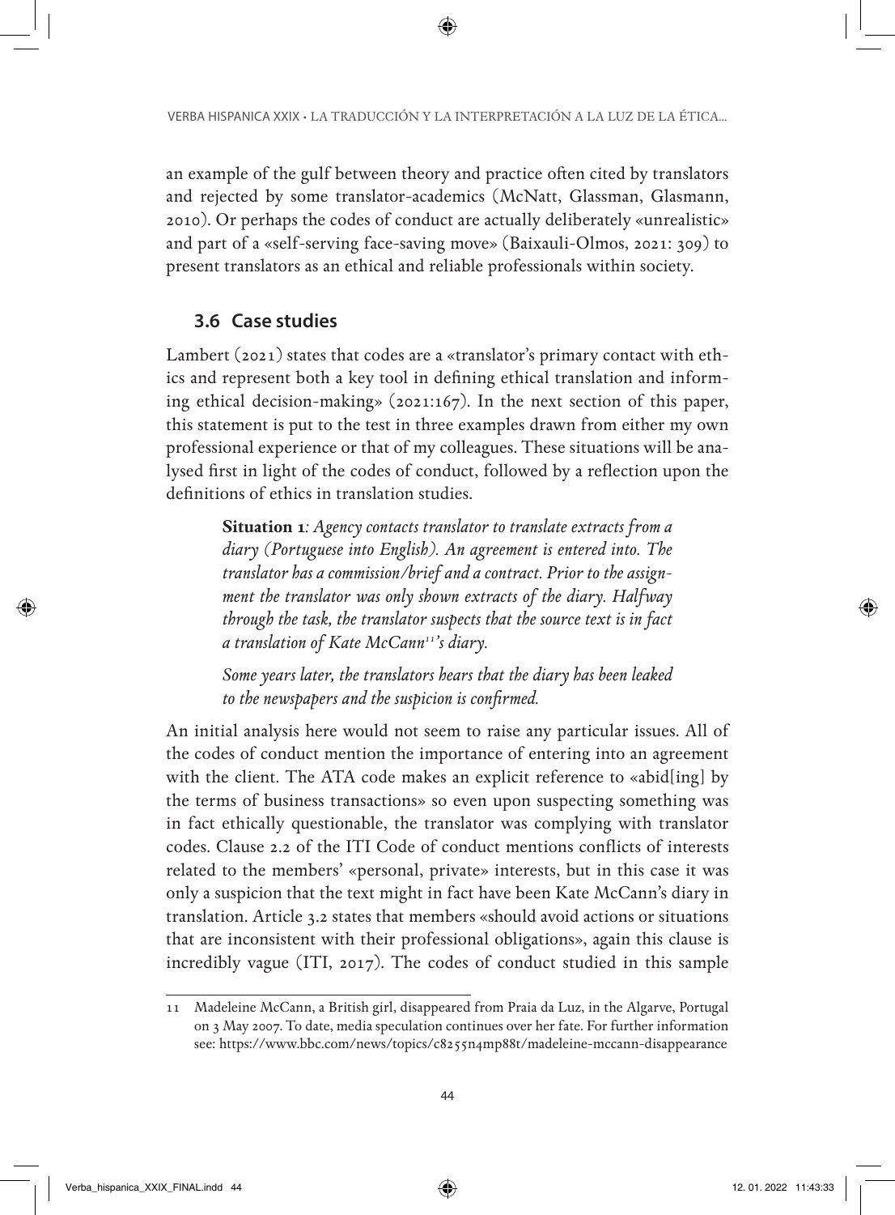an example of the gulf between theory and practice often cited by translators and rejected by some translator-academics (McNatt, Glassman, Glasmann, 2010). Or perhaps the codes of conduct are actually deliberately «unrealistic» and part of a «self-serving face-saving move» (Baixauli-Olmos, 2021: 309) to present translators as an ethical and reliable professionals within society.

### 3.6 Case studies

Lambert (2021) states that codes are a «translator's primary contact with ethics and represent both a key tool in defining ethical translation and informing ethical decision-making» (2021:167). In the next section of this paper, this statement is put to the test in three examples drawn from either my own professional experience or that of my colleagues. These situations will be analysed first in light of the codes of conduct, followed by a reflection upon the definitions of ethics in translation studies.

> **Situation 1**: *Agency contacts translator to translate extracts from a diary (Portuguese into English). An agreement is entered into. The translator has a commission/brief and a contract. Prior to the assignment the translator was only shown extracts of the diary. Halfway through the task, the translator suspects that the source text is in fact a translation of Kate McCann[11]'s diary.*
>
> *Some years later, the translators hears that the diary has been leaked to the newspapers and the suspicion is confirmed.*

An initial analysis here would not seem to raise any particular issues. All of the codes of conduct mention the importance of entering into an agreement with the client. The ATA code makes an explicit reference to «abid[ing] by the terms of business transactions» so even upon suspecting something was in fact ethically questionable, the translator was complying with translator codes. Clause 2.2 of the ITI Code of conduct mentions conflicts of interests related to the members' «personal, private» interests, but in this case it was only a suspicion that the text might in fact have been Kate McCann's diary in translation. Article 3.2 states that members «should avoid actions or situations that are inconsistent with their professional obligations», again this clause is incredibly vague (ITI, 2017). The codes of conduct studied in this sample

11 Madeleine McCann, a British girl, disappeared from Praia da Luz, in the Algarve, Portugal on 3 May 2007. To date, media speculation continues over her fate. For further information see: https://www.bbc.com/news/topics/c8255n4mp88t/madeleine-mccann-disappearance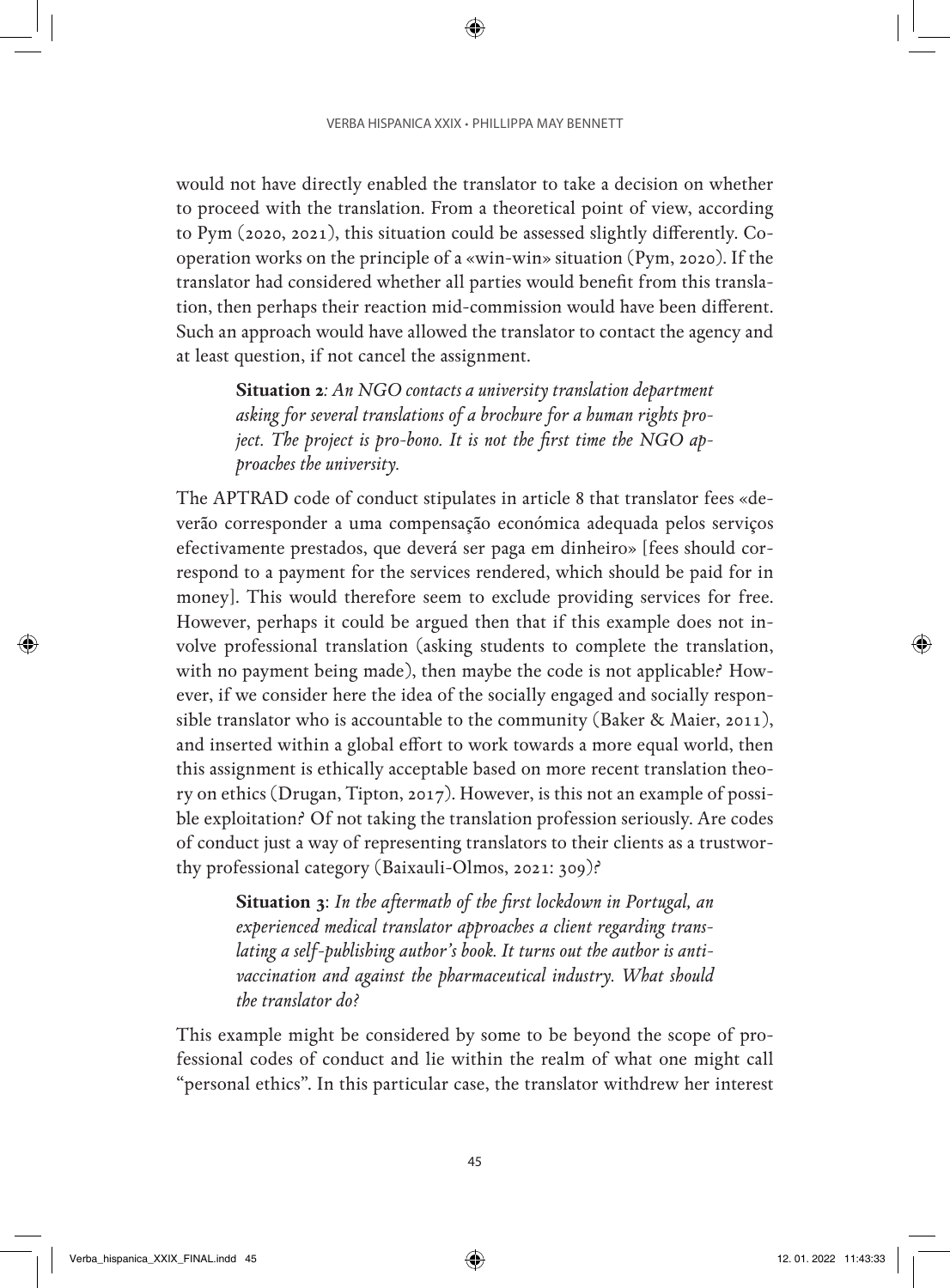would not have directly enabled the translator to take a decision on whether to proceed with the translation. From a theoretical point of view, according to Pym (2020, 2021), this situation could be assessed slightly differently. Cooperation works on the principle of a «win-win» situation (Pym, 2020). If the translator had considered whether all parties would benefit from this translation, then perhaps their reaction mid-commission would have been different. Such an approach would have allowed the translator to contact the agency and at least question, if not cancel the assignment.

> **Situation 2**: *An NGO contacts a university translation department asking for several translations of a brochure for a human rights project. The project is pro-bono. It is not the first time the NGO approaches the university.*

The APTRAD code of conduct stipulates in article 8 that translator fees «deverão corresponder a uma compensação económica adequada pelos serviços efectivamente prestados, que deverá ser paga em dinheiro» [fees should correspond to a payment for the services rendered, which should be paid for in money]. This would therefore seem to exclude providing services for free. However, perhaps it could be argued then that if this example does not involve professional translation (asking students to complete the translation, with no payment being made), then maybe the code is not applicable? However, if we consider here the idea of the socially engaged and socially responsible translator who is accountable to the community (Baker & Maier, 2011), and inserted within a global effort to work towards a more equal world, then this assignment is ethically acceptable based on more recent translation theory on ethics (Drugan, Tipton, 2017). However, is this not an example of possible exploitation? Of not taking the translation profession seriously. Are codes of conduct just a way of representing translators to their clients as a trustworthy professional category (Baixauli-Olmos, 2021: 309)?

> **Situation 3**: *In the aftermath of the first lockdown in Portugal, an experienced medical translator approaches a client regarding translating a self-publishing author's book. It turns out the author is anti-vaccination and against the pharmaceutical industry. What should the translator do?*

This example might be considered by some to be beyond the scope of professional codes of conduct and lie within the realm of what one might call "personal ethics". In this particular case, the translator withdrew her interest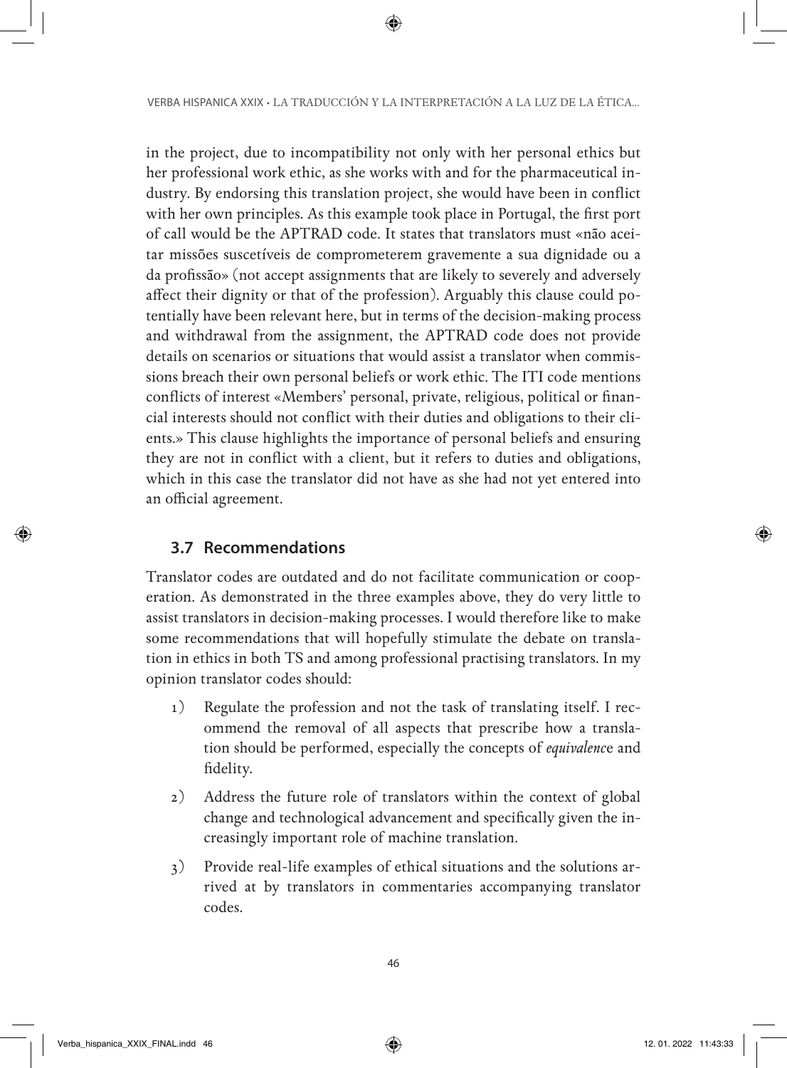in the project, due to incompatibility not only with her personal ethics but her professional work ethic, as she works with and for the pharmaceutical industry. By endorsing this translation project, she would have been in conflict with her own principles. As this example took place in Portugal, the first port of call would be the APTRAD code. It states that translators must «não aceitar missões suscetíveis de comprometerem gravemente a sua dignidade ou a da profissão» (not accept assignments that are likely to severely and adversely affect their dignity or that of the profession). Arguably this clause could potentially have been relevant here, but in terms of the decision-making process and withdrawal from the assignment, the APTRAD code does not provide details on scenarios or situations that would assist a translator when commissions breach their own personal beliefs or work ethic. The ITI code mentions conflicts of interest «Members' personal, private, religious, political or financial interests should not conflict with their duties and obligations to their clients.» This clause highlights the importance of personal beliefs and ensuring they are not in conflict with a client, but it refers to duties and obligations, which in this case the translator did not have as she had not yet entered into an official agreement.

### 3.7 Recommendations

Translator codes are outdated and do not facilitate communication or cooperation. As demonstrated in the three examples above, they do very little to assist translators in decision-making processes. I would therefore like to make some recommendations that will hopefully stimulate the debate on translation in ethics in both TS and among professional practising translators. In my opinion translator codes should:

1) Regulate the profession and not the task of translating itself. I recommend the removal of all aspects that prescribe how a translation should be performed, especially the concepts of *equivalence* and fidelity.

2) Address the future role of translators within the context of global change and technological advancement and specifically given the increasingly important role of machine translation.

3) Provide real-life examples of ethical situations and the solutions arrived at by translators in commentaries accompanying translator codes.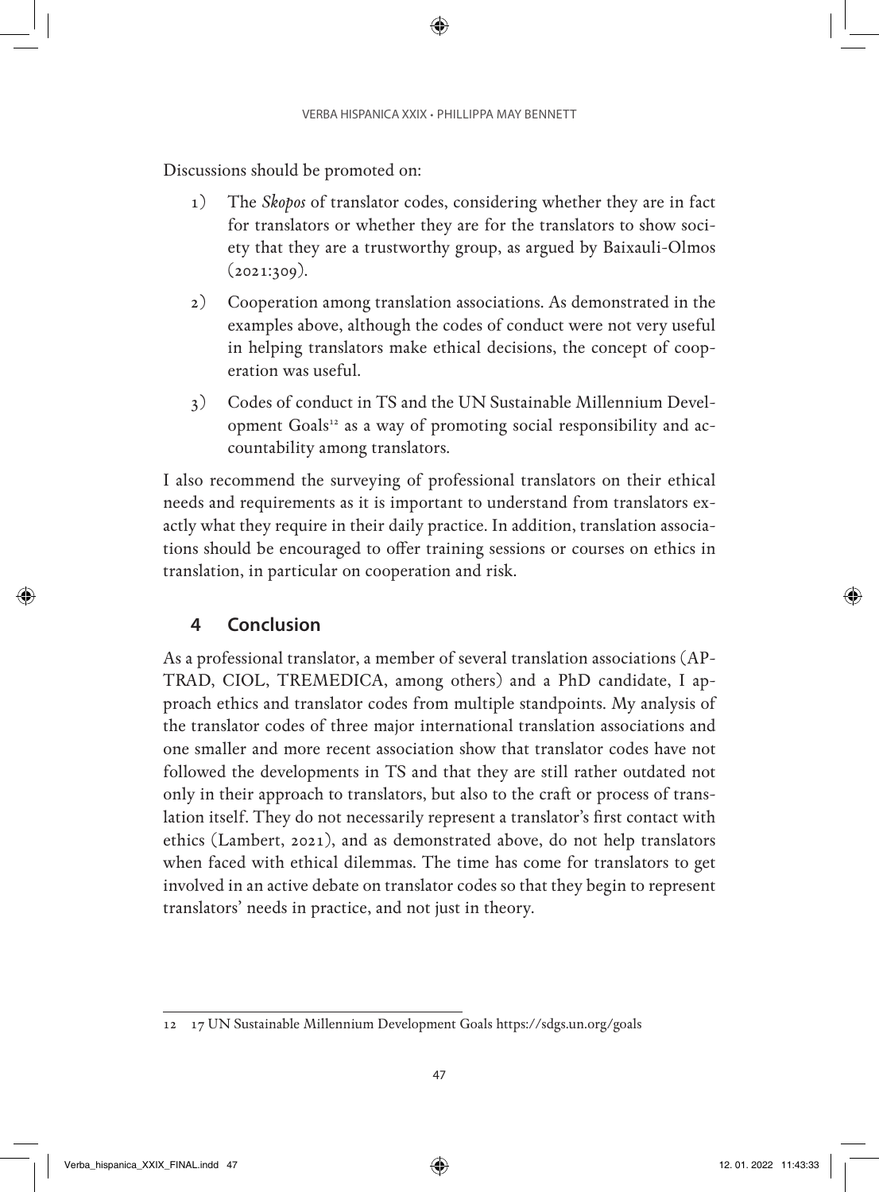Discussions should be promoted on:

1) The *Skopos* of translator codes, considering whether they are in fact for translators or whether they are for the translators to show society that they are a trustworthy group, as argued by Baixauli-Olmos (2021:309).

2) Cooperation among translation associations. As demonstrated in the examples above, although the codes of conduct were not very useful in helping translators make ethical decisions, the concept of cooperation was useful.

3) Codes of conduct in TS and the UN Sustainable Millennium Development Goals[12] as a way of promoting social responsibility and accountability among translators.

I also recommend the surveying of professional translators on their ethical needs and requirements as it is important to understand from translators exactly what they require in their daily practice. In addition, translation associations should be encouraged to offer training sessions or courses on ethics in translation, in particular on cooperation and risk.

## 4 Conclusion

As a professional translator, a member of several translation associations (APTRAD, CIOL, TREMEDICA, among others) and a PhD candidate, I approach ethics and translator codes from multiple standpoints. My analysis of the translator codes of three major international translation associations and one smaller and more recent association show that translator codes have not followed the developments in TS and that they are still rather outdated not only in their approach to translators, but also to the craft or process of translation itself. They do not necessarily represent a translator's first contact with ethics (Lambert, 2021), and as demonstrated above, do not help translators when faced with ethical dilemmas. The time has come for translators to get involved in an active debate on translator codes so that they begin to represent translators' needs in practice, and not just in theory.

---

12 17 UN Sustainable Millennium Development Goals https://sdgs.un.org/goals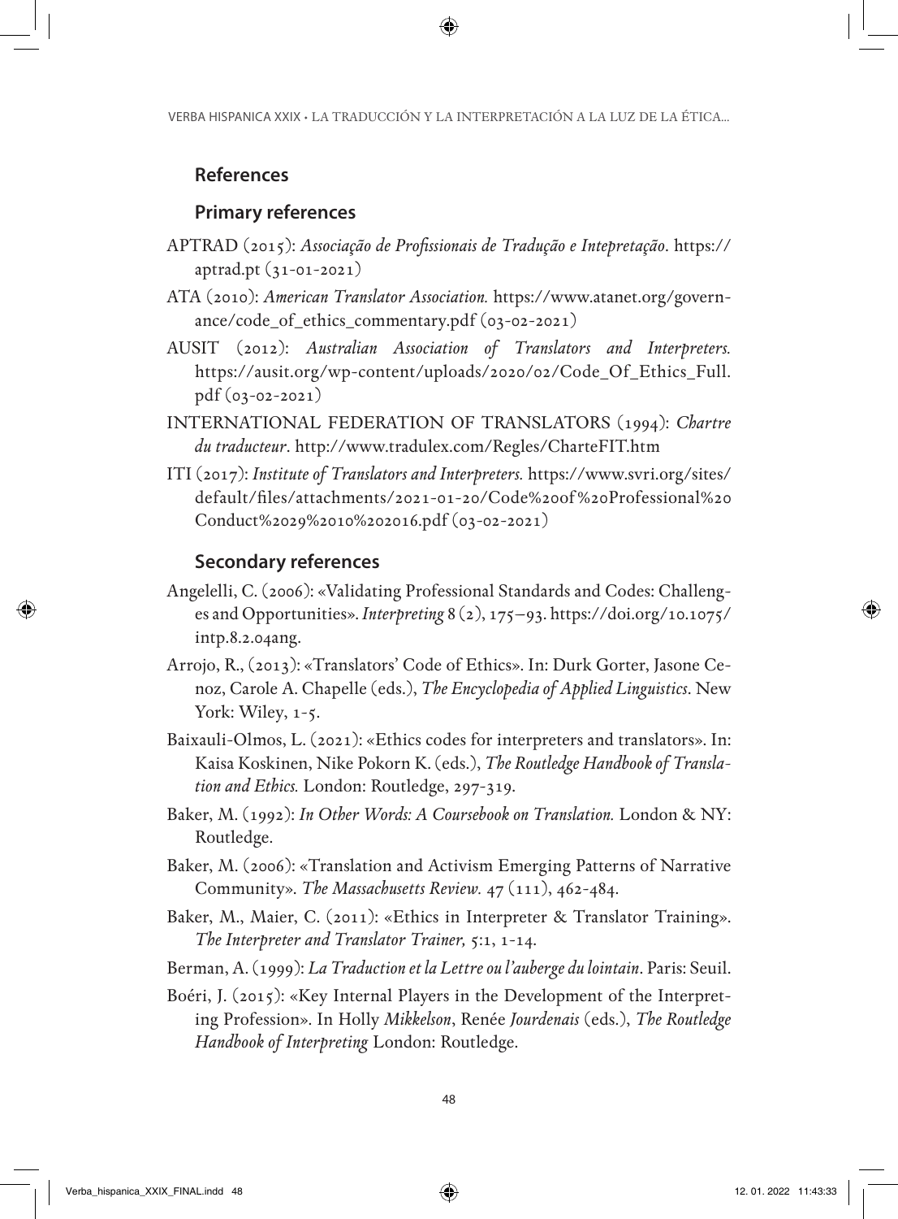## References

### Primary references

APTRAD (2015): *Associação de Profissionais de Tradução e Intepretação*. https://aptrad.pt (31-01-2021)

ATA (2010): *American Translator Association.* https://www.atanet.org/governance/code_of_ethics_commentary.pdf (03-02-2021)

AUSIT (2012): *Australian Association of Translators and Interpreters.* https://ausit.org/wp-content/uploads/2020/02/Code_Of_Ethics_Full.pdf (03-02-2021)

INTERNATIONAL FEDERATION OF TRANSLATORS (1994): *Chartre du traducteur*. http://www.tradulex.com/Regles/CharteFIT.htm

ITI (2017): *Institute of Translators and Interpreters.* https://www.svri.org/sites/default/files/attachments/2021-01-20/Code%20of%20Professional%20Conduct%2029%2010%202016.pdf (03-02-2021)

### Secondary references

Angelelli, C. (2006): «Validating Professional Standards and Codes: Challenges and Opportunities». *Interpreting* 8 (2), 175–93. https://doi.org/10.1075/intp.8.2.04ang.

Arrojo, R., (2013): «Translators' Code of Ethics». In: Durk Gorter, Jasone Cenoz, Carole A. Chapelle (eds.), *The Encyclopedia of Applied Linguistics*. New York: Wiley, 1-5.

Baixauli-Olmos, L. (2021): «Ethics codes for interpreters and translators». In: Kaisa Koskinen, Nike Pokorn K. (eds.), *The Routledge Handbook of Translation and Ethics.* London: Routledge, 297-319.

Baker, M. (1992): *In Other Words: A Coursebook on Translation.* London & NY: Routledge.

Baker, M. (2006): «Translation and Activism Emerging Patterns of Narrative Community». *The Massachusetts Review.* 47 (111), 462-484.

Baker, M., Maier, C. (2011): «Ethics in Interpreter & Translator Training». *The Interpreter and Translator Trainer,* 5:1, 1-14.

Berman, A. (1999): *La Traduction et la Lettre ou l'auberge du lointain*. Paris: Seuil.

Boéri, J. (2015): «Key Internal Players in the Development of the Interpreting Profession». In Holly *Mikkelson*, Renée *Jourdenais* (eds.), *The Routledge Handbook of Interpreting* London: Routledge.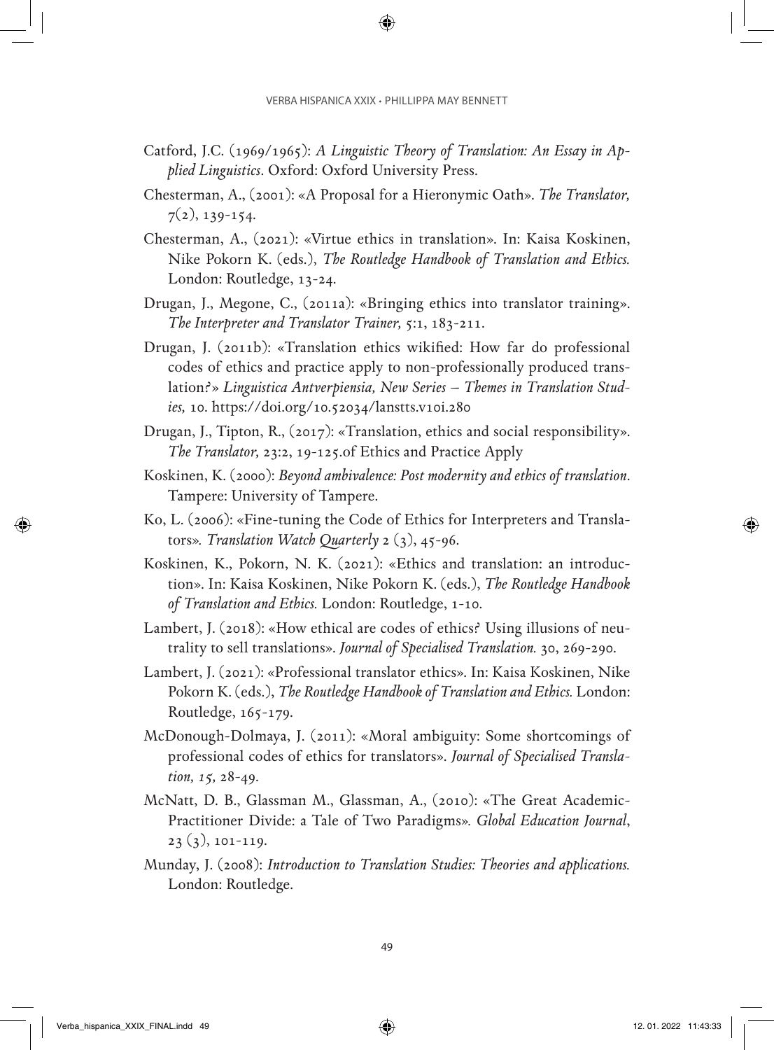Catford, J.C. (1969/1965): *A Linguistic Theory of Translation: An Essay in Applied Linguistics*. Oxford: Oxford University Press.

Chesterman, A., (2001): «A Proposal for a Hieronymic Oath». *The Translator,* 7(2), 139-154.

Chesterman, A., (2021): «Virtue ethics in translation». In: Kaisa Koskinen, Nike Pokorn K. (eds.), *The Routledge Handbook of Translation and Ethics.* London: Routledge, 13-24.

Drugan, J., Megone, C., (2011a): «Bringing ethics into translator training». *The Interpreter and Translator Trainer,* 5:1, 183-211.

Drugan, J. (2011b): «Translation ethics wikified: How far do professional codes of ethics and practice apply to non-professionally produced translation?» *Linguistica Antverpiensia, New Series – Themes in Translation Studies,* 10. https://doi.org/10.52034/lanstts.v10i.280

Drugan, J., Tipton, R., (2017): «Translation, ethics and social responsibility». *The Translator,* 23:2, 19-125.of Ethics and Practice Apply

Koskinen, K. (2000): *Beyond ambivalence: Post modernity and ethics of translation*. Tampere: University of Tampere.

Ko, L. (2006): «Fine-tuning the Code of Ethics for Interpreters and Translators». *Translation Watch Quarterly* 2 (3), 45-96.

Koskinen, K., Pokorn, N. K. (2021): «Ethics and translation: an introduction». In: Kaisa Koskinen, Nike Pokorn K. (eds.), *The Routledge Handbook of Translation and Ethics.* London: Routledge, 1-10.

Lambert, J. (2018): «How ethical are codes of ethics? Using illusions of neutrality to sell translations». *Journal of Specialised Translation.* 30, 269-290.

Lambert, J. (2021): «Professional translator ethics». In: Kaisa Koskinen, Nike Pokorn K. (eds.), *The Routledge Handbook of Translation and Ethics.* London: Routledge, 165-179.

McDonough-Dolmaya, J. (2011): «Moral ambiguity: Some shortcomings of professional codes of ethics for translators». *Journal of Specialised Translation, 15,* 28-49.

McNatt, D. B., Glassman M., Glassman, A., (2010): «The Great Academic-Practitioner Divide: a Tale of Two Paradigms». *Global Education Journal*, 23 (3), 101-119.

Munday, J. (2008): *Introduction to Translation Studies: Theories and applications.* London: Routledge.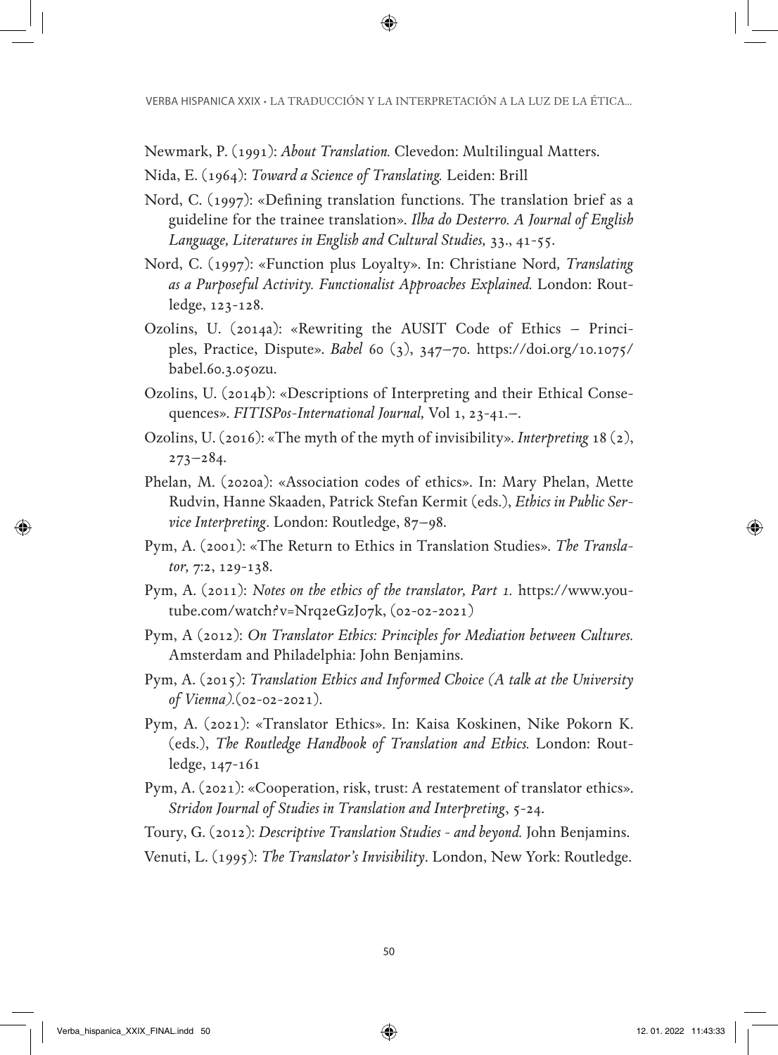Newmark, P. (1991): *About Translation.* Clevedon: Multilingual Matters.

Nida, E. (1964): *Toward a Science of Translating.* Leiden: Brill

Nord, C. (1997): «Defining translation functions. The translation brief as a guideline for the trainee translation». *Ilha do Desterro. A Journal of English Language, Literatures in English and Cultural Studies,* 33., 41-55.

Nord, C. (1997): «Function plus Loyalty». In: Christiane Nord, *Translating as a Purposeful Activity. Functionalist Approaches Explained.* London: Routledge, 123-128.

Ozolins, U. (2014a): «Rewriting the AUSIT Code of Ethics – Principles, Practice, Dispute». *Babel* 60 (3), 347–70. https://doi.org/10.1075/babel.60.3.05ozu.

Ozolins, U. (2014b): «Descriptions of Interpreting and their Ethical Consequences». *FITISPos-International Journal,* Vol 1, 23-41.–.

Ozolins, U. (2016): «The myth of the myth of invisibility». *Interpreting* 18 (2), 273–284.

Phelan, M. (2020a): «Association codes of ethics». In: Mary Phelan, Mette Rudvin, Hanne Skaaden, Patrick Stefan Kermit (eds.), *Ethics in Public Service Interpreting*. London: Routledge, 87–98.

Pym, A. (2001): «The Return to Ethics in Translation Studies». *The Translator,* 7:2, 129-138.

Pym, A. (2011): *Notes on the ethics of the translator, Part 1.* https://www.youtube.com/watch?v=Nrq2eGzJ07k, (02-02-2021)

Pym, A (2012): *On Translator Ethics: Principles for Mediation between Cultures.* Amsterdam and Philadelphia: John Benjamins.

Pym, A. (2015): *Translation Ethics and Informed Choice (A talk at the University of Vienna).*(02-02-2021).

Pym, A. (2021): «Translator Ethics». In: Kaisa Koskinen, Nike Pokorn K. (eds.), *The Routledge Handbook of Translation and Ethics.* London: Routledge, 147-161

Pym, A. (2021): «Cooperation, risk, trust: A restatement of translator ethics». *Stridon Journal of Studies in Translation and Interpreting*, 5-24.

Toury, G. (2012): *Descriptive Translation Studies - and beyond.* John Benjamins.

Venuti, L. (1995): *The Translator's Invisibility*. London, New York: Routledge.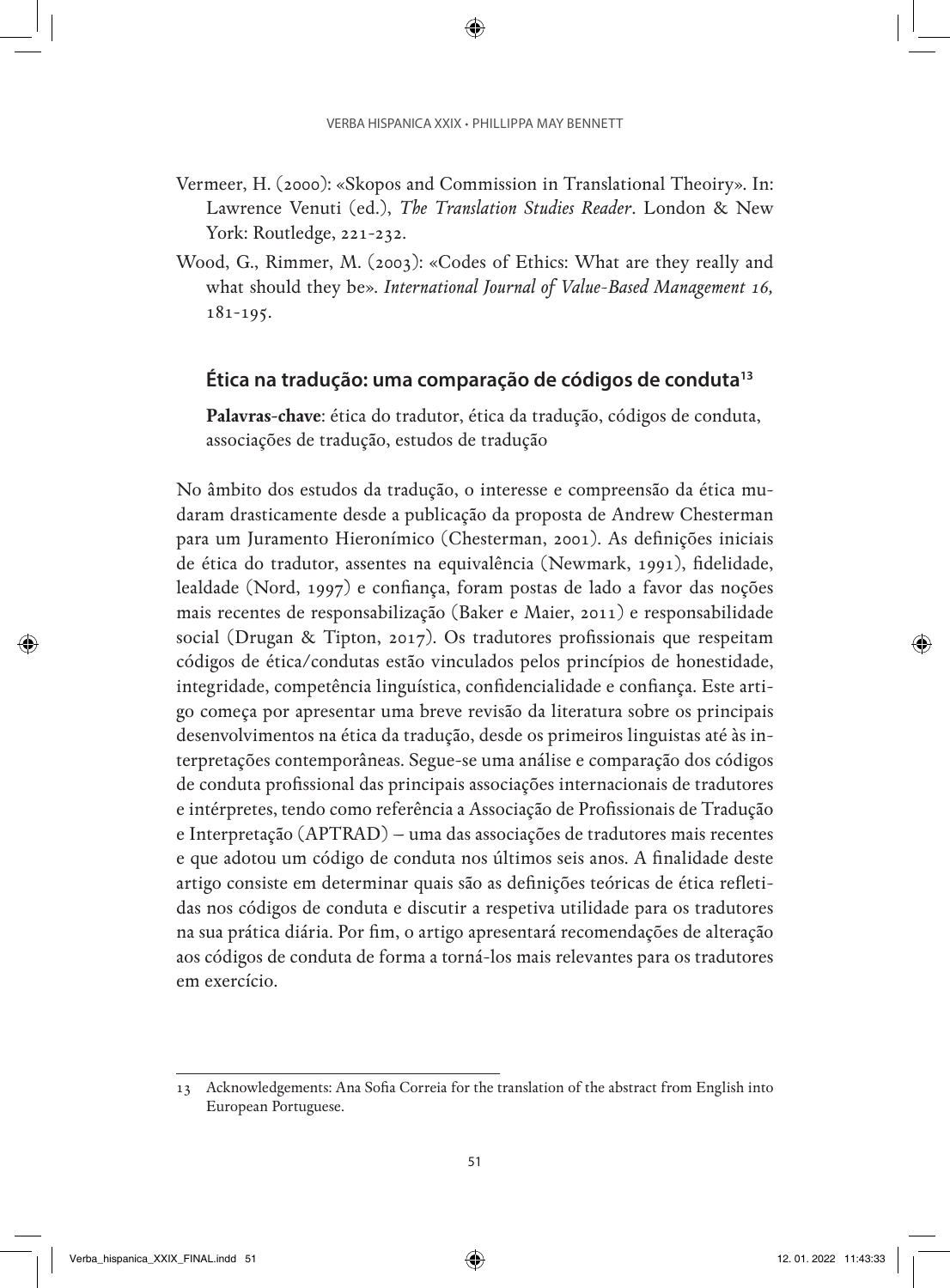Vermeer, H. (2000): «Skopos and Commission in Translational Theoiry». In: Lawrence Venuti (ed.), *The Translation Studies Reader*. London & New York: Routledge, 221-232.

Wood, G., Rimmer, M. (2003): «Codes of Ethics: What are they really and what should they be». *International Journal of Value-Based Management 16,* 181-195.

## Ética na tradução: uma comparação de códigos de conduta[13]

**Palavras-chave**: ética do tradutor, ética da tradução, códigos de conduta, associações de tradução, estudos de tradução

No âmbito dos estudos da tradução, o interesse e compreensão da ética mudaram drasticamente desde a publicação da proposta de Andrew Chesterman para um Juramento Hieronímico (Chesterman, 2001). As definições iniciais de ética do tradutor, assentes na equivalência (Newmark, 1991), fidelidade, lealdade (Nord, 1997) e confiança, foram postas de lado a favor das noções mais recentes de responsabilização (Baker e Maier, 2011) e responsabilidade social (Drugan & Tipton, 2017). Os tradutores profissionais que respeitam códigos de ética/condutas estão vinculados pelos princípios de honestidade, integridade, competência linguística, confidencialidade e confiança. Este artigo começa por apresentar uma breve revisão da literatura sobre os principais desenvolvimentos na ética da tradução, desde os primeiros linguistas até às interpretações contemporâneas. Segue-se uma análise e comparação dos códigos de conduta profissional das principais associações internacionais de tradutores e intérpretes, tendo como referência a Associação de Profissionais de Tradução e Interpretação (APTRAD) – uma das associações de tradutores mais recentes e que adotou um código de conduta nos últimos seis anos. A finalidade deste artigo consiste em determinar quais são as definições teóricas de ética refletidas nos códigos de conduta e discutir a respetiva utilidade para os tradutores na sua prática diária. Por fim, o artigo apresentará recomendações de alteração aos códigos de conduta de forma a torná-los mais relevantes para os tradutores em exercício.

---

13 Acknowledgements: Ana Sofia Correia for the translation of the abstract from English into European Portuguese.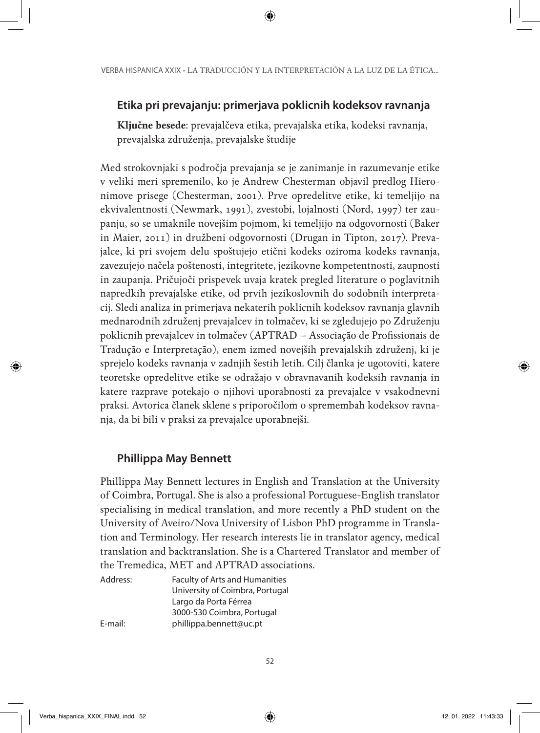## Etika pri prevajanju: primerjava poklicnih kodeksov ravnanja

**Ključne besede**: prevajalčeva etika, prevajalska etika, kodeksi ravnanja, prevajalska združenja, prevajalske študije

Med strokovnjaki s področja prevajanja se je zanimanje in razumevanje etike v veliki meri spremenilo, ko je Andrew Chesterman objavil predlog Hieronimove prisege (Chesterman, 2001). Prve opredelitve etike, ki temeljijo na ekvivalentnosti (Newmark, 1991), zvestobi, lojalnosti (Nord, 1997) ter zaupanju, so se umaknile novejšim pojmom, ki temeljijo na odgovornosti (Baker in Maier, 2011) in družbeni odgovornosti (Drugan in Tipton, 2017). Prevajalce, ki pri svojem delu spoštujejo etični kodeks oziroma kodeks ravnanja, zavezujejo načela poštenosti, integritete, jezikovne kompetentnosti, zaupnosti in zaupanja. Pričujoči prispevek uvaja kratek pregled literature o poglavitnih napredkih prevajalske etike, od prvih jezikoslovnih do sodobnih interpretacij. Sledi analiza in primerjava nekaterih poklicnih kodeksov ravnanja glavnih mednarodnih združenj prevajalcev in tolmačev, ki se zgledujejo po Združenju poklicnih prevajalcev in tolmačev (APTRAD – Associação de Profissionais de Tradução e Interpretação), enem izmed novejših prevajalskih združenj, ki je sprejelo kodeks ravnanja v zadnjih šestih letih. Cilj članka je ugotoviti, katere teoretske opredelitve etike se odražajo v obravnavanih kodeksih ravnanja in katere razprave potekajo o njihovi uporabnosti za prevajalce v vsakodnevni praksi. Avtorica članek sklene s priporočilom o spremembah kodeksov ravnanja, da bi bili v praksi za prevajalce uporabnejši.

## Phillippa May Bennett

Phillippa May Bennett lectures in English and Translation at the University of Coimbra, Portugal. She is also a professional Portuguese-English translator specialising in medical translation, and more recently a PhD student on the University of Aveiro/Nova University of Lisbon PhD programme in Translation and Terminology. Her research interests lie in translator agency, medical translation and backtranslation. She is a Chartered Translator and member of the Tremedica, MET and APTRAD associations.

Address: Faculty of Arts and Humanities
University of Coimbra, Portugal
Largo da Porta Férrea
3000-530 Coimbra, Portugal

E-mail: phillippa.bennett@uc.pt